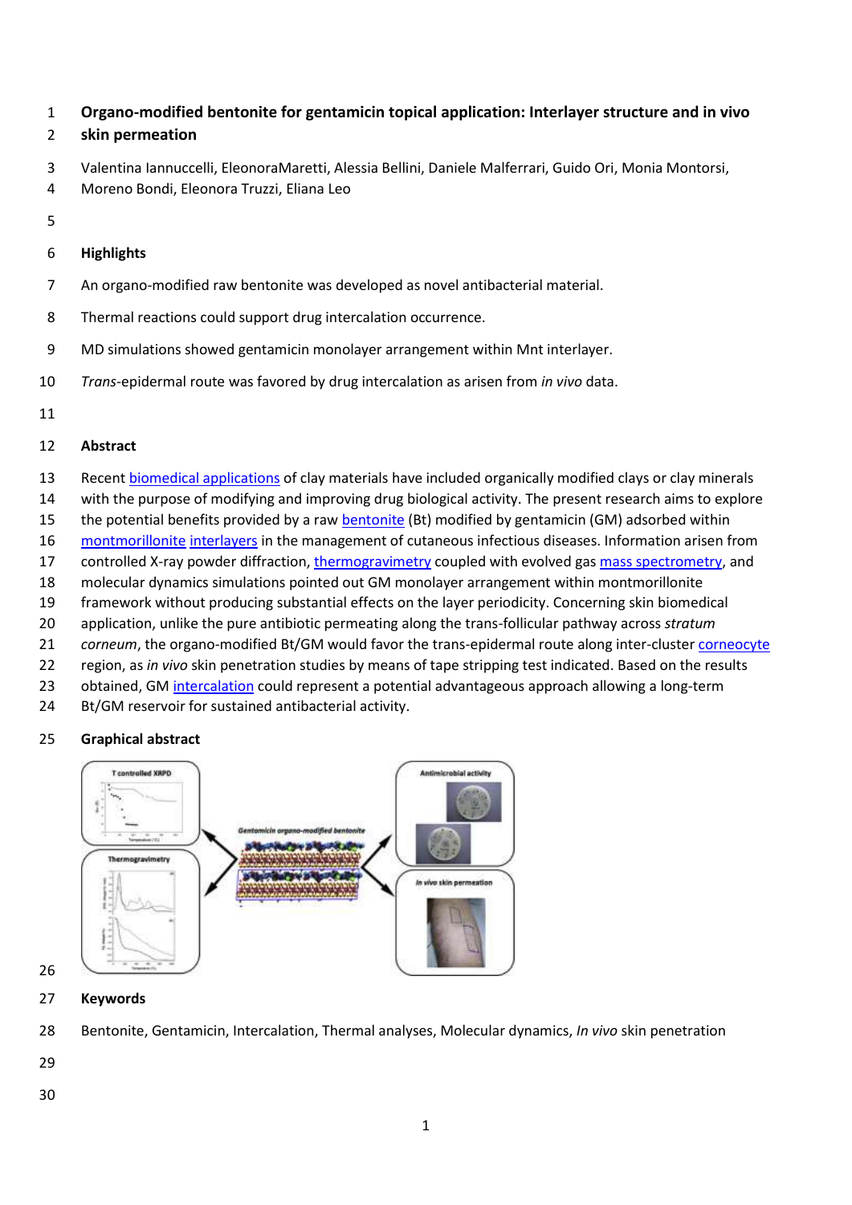# Organo-modified bentonite for gentamicin topical application: Interlayer structure and in vivo skin permeation

Valentina Iannuccelli, EleonoraMaretti, Alessia Bellini, Daniele Malferrari, Guido Ori, Monia Montorsi, Moreno Bondi, Eleonora Truzzi, Eliana Leo

## Highlights

An organo-modified raw bentonite was developed as novel antibacterial material.

Thermal reactions could support drug intercalation occurrence.

MD simulations showed gentamicin monolayer arrangement within Mnt interlayer.

*Trans*-epidermal route was favored by drug intercalation as arisen from *in vivo* data.

## Abstract

Recent biomedical applications of clay materials have included organically modified clays or clay minerals with the purpose of modifying and improving drug biological activity. The present research aims to explore the potential benefits provided by a raw bentonite (Bt) modified by gentamicin (GM) adsorbed within montmorillonite interlayers in the management of cutaneous infectious diseases. Information arisen from controlled X-ray powder diffraction, thermogravimetry coupled with evolved gas mass spectrometry, and molecular dynamics simulations pointed out GM monolayer arrangement within montmorillonite framework without producing substantial effects on the layer periodicity. Concerning skin biomedical application, unlike the pure antibiotic permeating along the trans-follicular pathway across *stratum corneum*, the organo-modified Bt/GM would favor the trans-epidermal route along inter-cluster corneocyte region, as *in vivo* skin penetration studies by means of tape stripping test indicated. Based on the results obtained, GM intercalation could represent a potential advantageous approach allowing a long-term Bt/GM reservoir for sustained antibacterial activity.

## Graphical abstract

## Keywords

Bentonite, Gentamicin, Intercalation, Thermal analyses, Molecular dynamics, *In vivo* skin penetration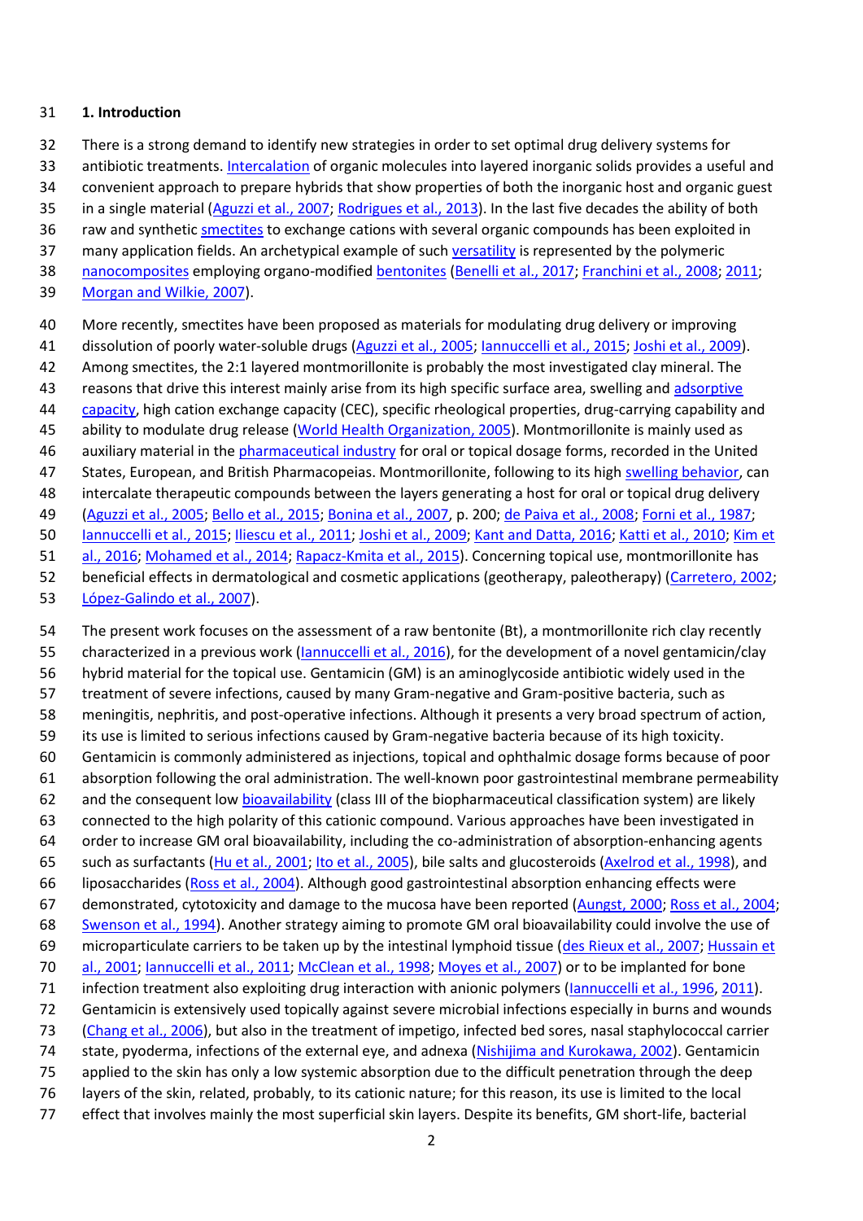## 1. Introduction

There is a strong demand to identify new strategies in order to set optimal drug delivery systems for antibiotic treatments. Intercalation of organic molecules into layered inorganic solids provides a useful and convenient approach to prepare hybrids that show properties of both the inorganic host and organic guest in a single material (Aguzzi et al., 2007; Rodrigues et al., 2013). In the last five decades the ability of both raw and synthetic smectites to exchange cations with several organic compounds has been exploited in many application fields. An archetypical example of such versatility is represented by the polymeric nanocomposites employing organo-modified bentonites (Benelli et al., 2017; Franchini et al., 2008; 2011; Morgan and Wilkie, 2007).

More recently, smectites have been proposed as materials for modulating drug delivery or improving dissolution of poorly water-soluble drugs (Aguzzi et al., 2005; Iannuccelli et al., 2015; Joshi et al., 2009). Among smectites, the 2:1 layered montmorillonite is probably the most investigated clay mineral. The reasons that drive this interest mainly arise from its high specific surface area, swelling and adsorptive capacity, high cation exchange capacity (CEC), specific rheological properties, drug-carrying capability and ability to modulate drug release (World Health Organization, 2005). Montmorillonite is mainly used as auxiliary material in the pharmaceutical industry for oral or topical dosage forms, recorded in the United States, European, and British Pharmacopeias. Montmorillonite, following to its high swelling behavior, can intercalate therapeutic compounds between the layers generating a host for oral or topical drug delivery (Aguzzi et al., 2005; Bello et al., 2015; Bonina et al., 2007, p. 200; de Paiva et al., 2008; Forni et al., 1987; Iannuccelli et al., 2015; Iliescu et al., 2011; Joshi et al., 2009; Kant and Datta, 2016; Katti et al., 2010; Kim et al., 2016; Mohamed et al., 2014; Rapacz-Kmita et al., 2015). Concerning topical use, montmorillonite has beneficial effects in dermatological and cosmetic applications (geotherapy, paleotherapy) (Carretero, 2002; López-Galindo et al., 2007).

The present work focuses on the assessment of a raw bentonite (Bt), a montmorillonite rich clay recently characterized in a previous work (Iannuccelli et al., 2016), for the development of a novel gentamicin/clay hybrid material for the topical use. Gentamicin (GM) is an aminoglycoside antibiotic widely used in the treatment of severe infections, caused by many Gram-negative and Gram-positive bacteria, such as meningitis, nephritis, and post-operative infections. Although it presents a very broad spectrum of action, its use is limited to serious infections caused by Gram-negative bacteria because of its high toxicity. Gentamicin is commonly administered as injections, topical and ophthalmic dosage forms because of poor absorption following the oral administration. The well-known poor gastrointestinal membrane permeability and the consequent low bioavailability (class III of the biopharmaceutical classification system) are likely connected to the high polarity of this cationic compound. Various approaches have been investigated in order to increase GM oral bioavailability, including the co-administration of absorption-enhancing agents such as surfactants (Hu et al., 2001; Ito et al., 2005), bile salts and glucosteroids (Axelrod et al., 1998), and liposaccharides (Ross et al., 2004). Although good gastrointestinal absorption enhancing effects were demonstrated, cytotoxicity and damage to the mucosa have been reported (Aungst, 2000; Ross et al., 2004; Swenson et al., 1994). Another strategy aiming to promote GM oral bioavailability could involve the use of microparticulate carriers to be taken up by the intestinal lymphoid tissue (des Rieux et al., 2007; Hussain et al., 2001; Iannuccelli et al., 2011; McClean et al., 1998; Moyes et al., 2007) or to be implanted for bone infection treatment also exploiting drug interaction with anionic polymers (Iannuccelli et al., 1996, 2011). Gentamicin is extensively used topically against severe microbial infections especially in burns and wounds (Chang et al., 2006), but also in the treatment of impetigo, infected bed sores, nasal staphylococcal carrier state, pyoderma, infections of the external eye, and adnexa (Nishijima and Kurokawa, 2002). Gentamicin applied to the skin has only a low systemic absorption due to the difficult penetration through the deep layers of the skin, related, probably, to its cationic nature; for this reason, its use is limited to the local effect that involves mainly the most superficial skin layers. Despite its benefits, GM short-life, bacterial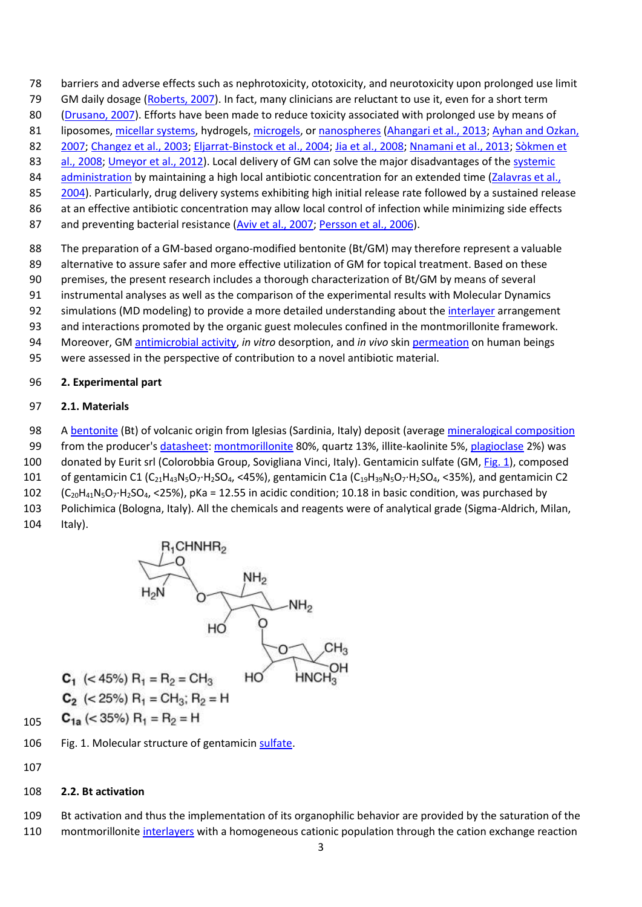barriers and adverse effects such as nephrotoxicity, ototoxicity, and neurotoxicity upon prolonged use limit GM daily dosage (Roberts, 2007). In fact, many clinicians are reluctant to use it, even for a short term (Drusano, 2007). Efforts have been made to reduce toxicity associated with prolonged use by means of liposomes, micellar systems, hydrogels, microgels, or nanospheres (Ahangari et al., 2013; Ayhan and Ozkan, 2007; Changez et al., 2003; Eljarrat-Binstock et al., 2004; Jia et al., 2008; Nnamani et al., 2013; Sòkmen et al., 2008; Umeyor et al., 2012). Local delivery of GM can solve the major disadvantages of the systemic administration by maintaining a high local antibiotic concentration for an extended time (Zalavras et al., 2004). Particularly, drug delivery systems exhibiting high initial release rate followed by a sustained release at an effective antibiotic concentration may allow local control of infection while minimizing side effects and preventing bacterial resistance (Aviv et al., 2007; Persson et al., 2006).

The preparation of a GM-based organo-modified bentonite (Bt/GM) may therefore represent a valuable alternative to assure safer and more effective utilization of GM for topical treatment. Based on these premises, the present research includes a thorough characterization of Bt/GM by means of several instrumental analyses as well as the comparison of the experimental results with Molecular Dynamics simulations (MD modeling) to provide a more detailed understanding about the interlayer arrangement and interactions promoted by the organic guest molecules confined in the montmorillonite framework. Moreover, GM antimicrobial activity, *in vitro* desorption, and *in vivo* skin permeation on human beings were assessed in the perspective of contribution to a novel antibiotic material.

## 2. Experimental part

### 2.1. Materials

A bentonite (Bt) of volcanic origin from Iglesias (Sardinia, Italy) deposit (average mineralogical composition from the producer's datasheet: montmorillonite 80%, quartz 13%, illite-kaolinite 5%, plagioclase 2%) was donated by Eurit srl (Colorobbia Group, Sovigliana Vinci, Italy). Gentamicin sulfate (GM, Fig. 1), composed of gentamicin C1 ($C_{21}H_{43}N_5O_7{\cdot}H_2SO_4$, <45%), gentamicin C1a ($C_{19}H_{39}N_5O_7{\cdot}H_2SO_4$, <35%), and gentamicin C2 ($C_{20}H_{41}N_5O_7{\cdot}H_2SO_4$, <25%), pKa = 12.55 in acidic condition; 10.18 in basic condition, was purchased by Polichimica (Bologna, Italy). All the chemicals and reagents were of analytical grade (Sigma-Aldrich, Milan, Italy).

**C$_1$** (< 45%) $R_1 = R_2 = CH_3$
**C$_2$** (< 25%) $R_1 = CH_3$; $R_2 = H$
**C$_{1a}$** (< 35%) $R_1 = R_2 = H$

Fig. 1. Molecular structure of gentamicin sulfate.

### 2.2. Bt activation

Bt activation and thus the implementation of its organophilic behavior are provided by the saturation of the montmorillonite interlayers with a homogeneous cationic population through the cation exchange reaction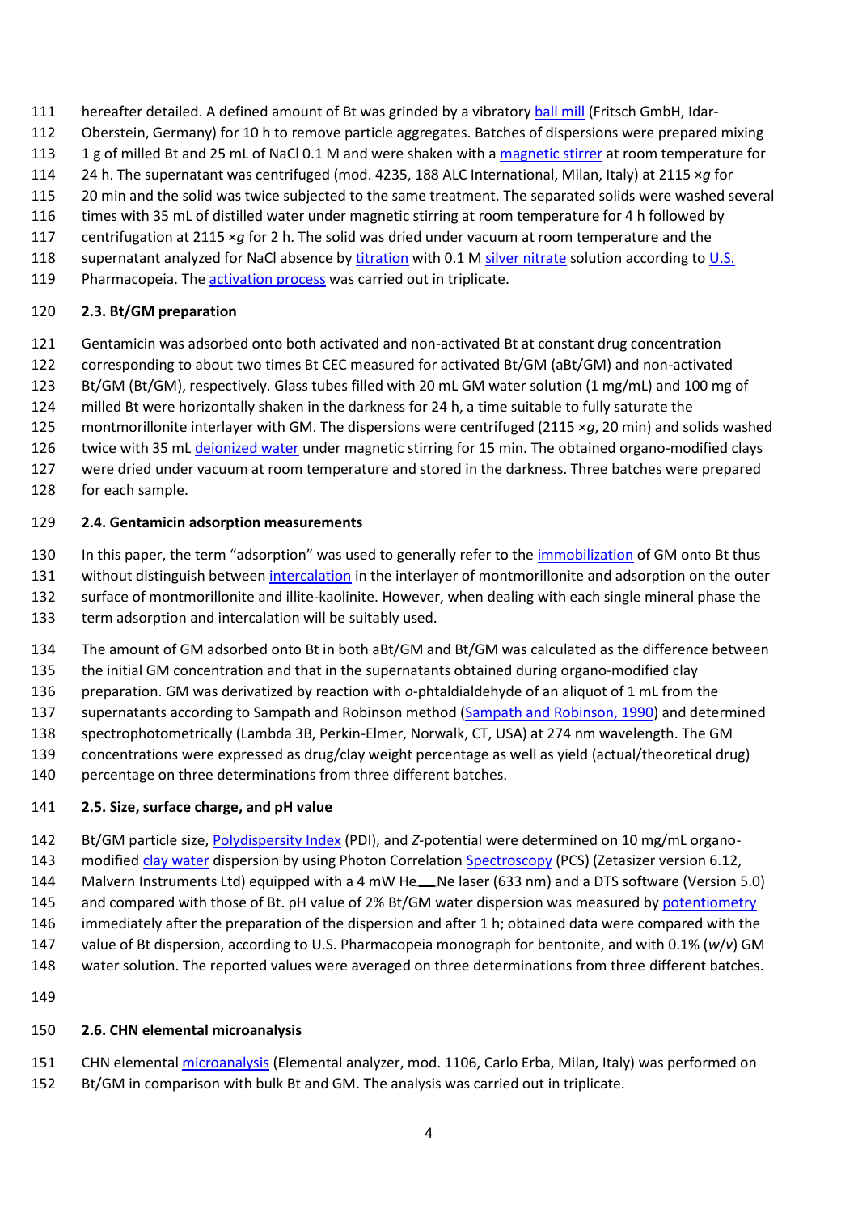hereafter detailed. A defined amount of Bt was grinded by a vibratory ball mill (Fritsch GmbH, Idar-Oberstein, Germany) for 10 h to remove particle aggregates. Batches of dispersions were prepared mixing 1 g of milled Bt and 25 mL of NaCl 0.1 M and were shaken with a magnetic stirrer at room temperature for 24 h. The supernatant was centrifuged (mod. 4235, 188 ALC International, Milan, Italy) at 2115 ×*g* for 20 min and the solid was twice subjected to the same treatment. The separated solids were washed several times with 35 mL of distilled water under magnetic stirring at room temperature for 4 h followed by centrifugation at 2115 ×*g* for 2 h. The solid was dried under vacuum at room temperature and the supernatant analyzed for NaCl absence by titration with 0.1 M silver nitrate solution according to U.S. Pharmacopeia. The activation process was carried out in triplicate.

## 2.3. Bt/GM preparation

Gentamicin was adsorbed onto both activated and non-activated Bt at constant drug concentration corresponding to about two times Bt CEC measured for activated Bt/GM (aBt/GM) and non-activated Bt/GM (Bt/GM), respectively. Glass tubes filled with 20 mL GM water solution (1 mg/mL) and 100 mg of milled Bt were horizontally shaken in the darkness for 24 h, a time suitable to fully saturate the montmorillonite interlayer with GM. The dispersions were centrifuged (2115 ×*g*, 20 min) and solids washed twice with 35 mL deionized water under magnetic stirring for 15 min. The obtained organo-modified clays were dried under vacuum at room temperature and stored in the darkness. Three batches were prepared for each sample.

## 2.4. Gentamicin adsorption measurements

In this paper, the term "adsorption" was used to generally refer to the immobilization of GM onto Bt thus without distinguish between intercalation in the interlayer of montmorillonite and adsorption on the outer surface of montmorillonite and illite-kaolinite. However, when dealing with each single mineral phase the term adsorption and intercalation will be suitably used.

The amount of GM adsorbed onto Bt in both aBt/GM and Bt/GM was calculated as the difference between the initial GM concentration and that in the supernatants obtained during organo-modified clay preparation. GM was derivatized by reaction with *o*-phtaldialdehyde of an aliquot of 1 mL from the supernatants according to Sampath and Robinson method (Sampath and Robinson, 1990) and determined spectrophotometrically (Lambda 3B, Perkin-Elmer, Norwalk, CT, USA) at 274 nm wavelength. The GM concentrations were expressed as drug/clay weight percentage as well as yield (actual/theoretical drug) percentage on three determinations from three different batches.

## 2.5. Size, surface charge, and pH value

Bt/GM particle size, Polydispersity Index (PDI), and *Z*-potential were determined on 10 mg/mL organo-modified clay water dispersion by using Photon Correlation Spectroscopy (PCS) (Zetasizer version 6.12, Malvern Instruments Ltd) equipped with a 4 mW He‒Ne laser (633 nm) and a DTS software (Version 5.0) and compared with those of Bt. pH value of 2% Bt/GM water dispersion was measured by potentiometry immediately after the preparation of the dispersion and after 1 h; obtained data were compared with the value of Bt dispersion, according to U.S. Pharmacopeia monograph for bentonite, and with 0.1% (*w*/*v*) GM water solution. The reported values were averaged on three determinations from three different batches.

## 2.6. CHN elemental microanalysis

CHN elemental microanalysis (Elemental analyzer, mod. 1106, Carlo Erba, Milan, Italy) was performed on Bt/GM in comparison with bulk Bt and GM. The analysis was carried out in triplicate.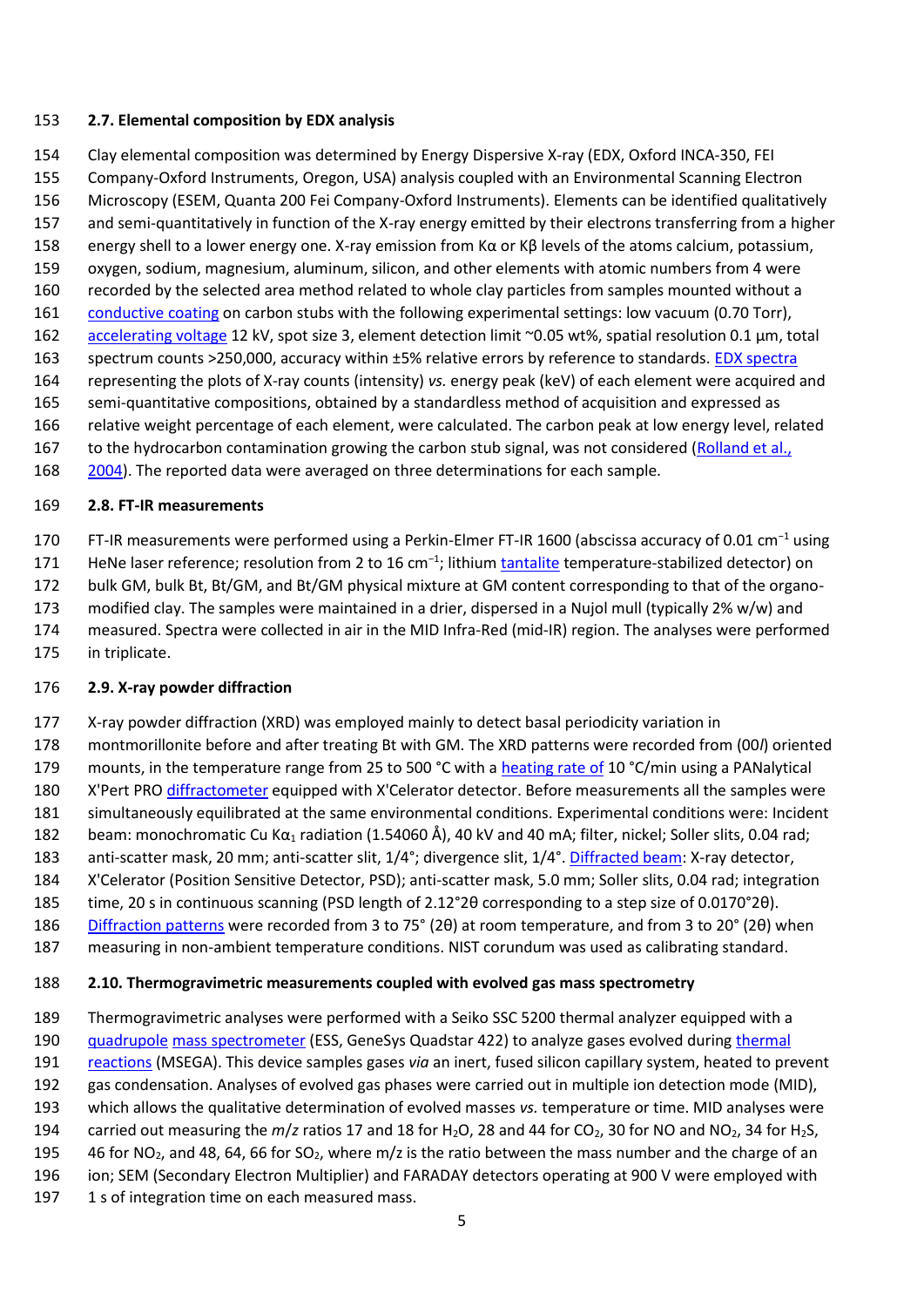### 2.7. Elemental composition by EDX analysis

Clay elemental composition was determined by Energy Dispersive X-ray (EDX, Oxford INCA-350, FEI Company-Oxford Instruments, Oregon, USA) analysis coupled with an Environmental Scanning Electron Microscopy (ESEM, Quanta 200 Fei Company-Oxford Instruments). Elements can be identified qualitatively and semi-quantitatively in function of the X-ray energy emitted by their electrons transferring from a higher energy shell to a lower energy one. X-ray emission from Kα or Kβ levels of the atoms calcium, potassium, oxygen, sodium, magnesium, aluminum, silicon, and other elements with atomic numbers from 4 were recorded by the selected area method related to whole clay particles from samples mounted without a conductive coating on carbon stubs with the following experimental settings: low vacuum (0.70 Torr), accelerating voltage 12 kV, spot size 3, element detection limit ~0.05 wt%, spatial resolution 0.1 µm, total spectrum counts >250,000, accuracy within ±5% relative errors by reference to standards. EDX spectra representing the plots of X-ray counts (intensity) *vs.* energy peak (keV) of each element were acquired and semi-quantitative compositions, obtained by a standardless method of acquisition and expressed as relative weight percentage of each element, were calculated. The carbon peak at low energy level, related to the hydrocarbon contamination growing the carbon stub signal, was not considered (Rolland et al., 2004). The reported data were averaged on three determinations for each sample.

### 2.8. FT-IR measurements

FT-IR measurements were performed using a Perkin-Elmer FT-IR 1600 (abscissa accuracy of 0.01 $cm^{-1}$ using HeNe laser reference; resolution from 2 to 16 $cm^{-1}$; lithium tantalite temperature-stabilized detector) on bulk GM, bulk Bt, Bt/GM, and Bt/GM physical mixture at GM content corresponding to that of the organo-modified clay. The samples were maintained in a drier, dispersed in a Nujol mull (typically 2% w/w) and measured. Spectra were collected in air in the MID Infra-Red (mid-IR) region. The analyses were performed in triplicate.

### 2.9. X-ray powder diffraction

X-ray powder diffraction (XRD) was employed mainly to detect basal periodicity variation in montmorillonite before and after treating Bt with GM. The XRD patterns were recorded from (00*l*) oriented mounts, in the temperature range from 25 to 500 °C with a heating rate of 10 °C/min using a PANalytical X'Pert PRO diffractometer equipped with X'Celerator detector. Before measurements all the samples were simultaneously equilibrated at the same environmental conditions. Experimental conditions were: Incident beam: monochromatic Cu $K\alpha_1$ radiation (1.54060 Å), 40 kV and 40 mA; filter, nickel; Soller slits, 0.04 rad; anti-scatter mask, 20 mm; anti-scatter slit, 1/4°; divergence slit, 1/4°. Diffracted beam: X-ray detector, X'Celerator (Position Sensitive Detector, PSD); anti-scatter mask, 5.0 mm; Soller slits, 0.04 rad; integration time, 20 s in continuous scanning (PSD length of 2.12°2θ corresponding to a step size of 0.0170°2θ). Diffraction patterns were recorded from 3 to 75° (2θ) at room temperature, and from 3 to 20° (2θ) when measuring in non-ambient temperature conditions. NIST corundum was used as calibrating standard.

### 2.10. Thermogravimetric measurements coupled with evolved gas mass spectrometry

Thermogravimetric analyses were performed with a Seiko SSC 5200 thermal analyzer equipped with a quadrupole mass spectrometer (ESS, GeneSys Quadstar 422) to analyze gases evolved during thermal reactions (MSEGA). This device samples gases *via* an inert, fused silicon capillary system, heated to prevent gas condensation. Analyses of evolved gas phases were carried out in multiple ion detection mode (MID), which allows the qualitative determination of evolved masses *vs.* temperature or time. MID analyses were carried out measuring the $m/z$ ratios 17 and 18 for $H_2O$, 28 and 44 for $CO_2$, 30 for NO and $NO_2$, 34 for $H_2S$, 46 for $NO_2$, and 48, 64, 66 for $SO_2$, where m/z is the ratio between the mass number and the charge of an ion; SEM (Secondary Electron Multiplier) and FARADAY detectors operating at 900 V were employed with 1 s of integration time on each measured mass.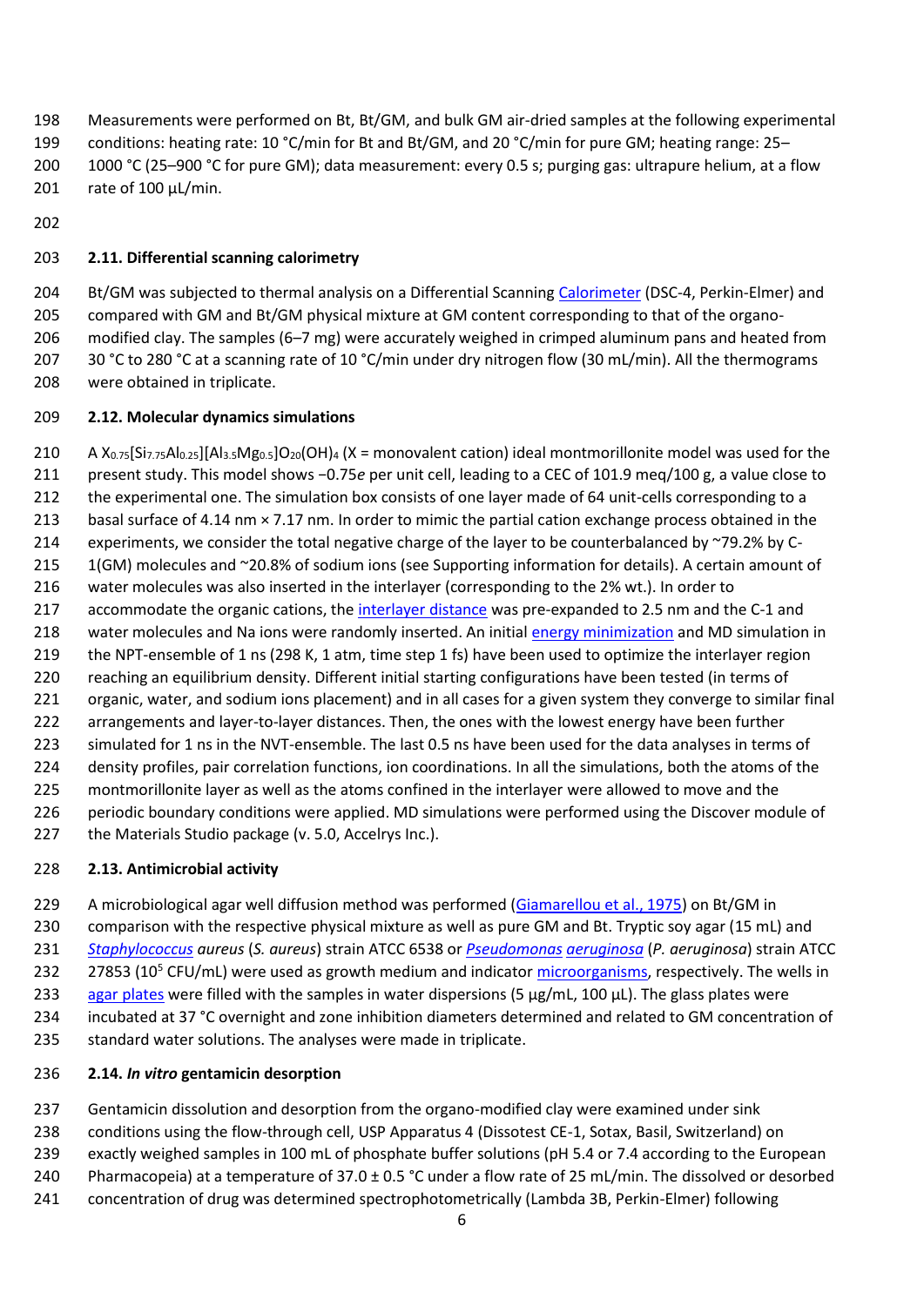Measurements were performed on Bt, Bt/GM, and bulk GM air-dried samples at the following experimental conditions: heating rate: 10 °C/min for Bt and Bt/GM, and 20 °C/min for pure GM; heating range: 25–1000 °C (25–900 °C for pure GM); data measurement: every 0.5 s; purging gas: ultrapure helium, at a flow rate of 100 µL/min.

### 2.11. Differential scanning calorimetry

Bt/GM was subjected to thermal analysis on a Differential Scanning Calorimeter (DSC-4, Perkin-Elmer) and compared with GM and Bt/GM physical mixture at GM content corresponding to that of the organo-modified clay. The samples (6–7 mg) were accurately weighed in crimped aluminum pans and heated from 30 °C to 280 °C at a scanning rate of 10 °C/min under dry nitrogen flow (30 mL/min). All the thermograms were obtained in triplicate.

### 2.12. Molecular dynamics simulations

A $X_{0.75}[Si_{7.75}Al_{0.25}][Al_{3.5}Mg_{0.5}]O_{20}(OH)_4$ (X = monovalent cation) ideal montmorillonite model was used for the present study. This model shows −0.75*e* per unit cell, leading to a CEC of 101.9 meq/100 g, a value close to the experimental one. The simulation box consists of one layer made of 64 unit-cells corresponding to a basal surface of 4.14 nm × 7.17 nm. In order to mimic the partial cation exchange process obtained in the experiments, we consider the total negative charge of the layer to be counterbalanced by ~79.2% by C-1(GM) molecules and ~20.8% of sodium ions (see Supporting information for details). A certain amount of water molecules was also inserted in the interlayer (corresponding to the 2% wt.). In order to accommodate the organic cations, the interlayer distance was pre-expanded to 2.5 nm and the C-1 and water molecules and Na ions were randomly inserted. An initial energy minimization and MD simulation in the NPT-ensemble of 1 ns (298 K, 1 atm, time step 1 fs) have been used to optimize the interlayer region reaching an equilibrium density. Different initial starting configurations have been tested (in terms of organic, water, and sodium ions placement) and in all cases for a given system they converge to similar final arrangements and layer-to-layer distances. Then, the ones with the lowest energy have been further simulated for 1 ns in the NVT-ensemble. The last 0.5 ns have been used for the data analyses in terms of density profiles, pair correlation functions, ion coordinations. In all the simulations, both the atoms of the montmorillonite layer as well as the atoms confined in the interlayer were allowed to move and the periodic boundary conditions were applied. MD simulations were performed using the Discover module of the Materials Studio package (v. 5.0, Accelrys Inc.).

### 2.13. Antimicrobial activity

A microbiological agar well diffusion method was performed (Giamarellou et al., 1975) on Bt/GM in comparison with the respective physical mixture as well as pure GM and Bt. Tryptic soy agar (15 mL) and *Staphylococcus aureus* (*S. aureus*) strain ATCC 6538 or *Pseudomonas aeruginosa* (*P. aeruginosa*) strain ATCC 27853 ($10^5$ CFU/mL) were used as growth medium and indicator microorganisms, respectively. The wells in agar plates were filled with the samples in water dispersions (5 µg/mL, 100 µL). The glass plates were incubated at 37 °C overnight and zone inhibition diameters determined and related to GM concentration of standard water solutions. The analyses were made in triplicate.

### 2.14. *In vitro* gentamicin desorption

Gentamicin dissolution and desorption from the organo-modified clay were examined under sink conditions using the flow-through cell, USP Apparatus 4 (Dissotest CE-1, Sotax, Basil, Switzerland) on exactly weighed samples in 100 mL of phosphate buffer solutions (pH 5.4 or 7.4 according to the European Pharmacopeia) at a temperature of 37.0 ± 0.5 °C under a flow rate of 25 mL/min. The dissolved or desorbed concentration of drug was determined spectrophotometrically (Lambda 3B, Perkin-Elmer) following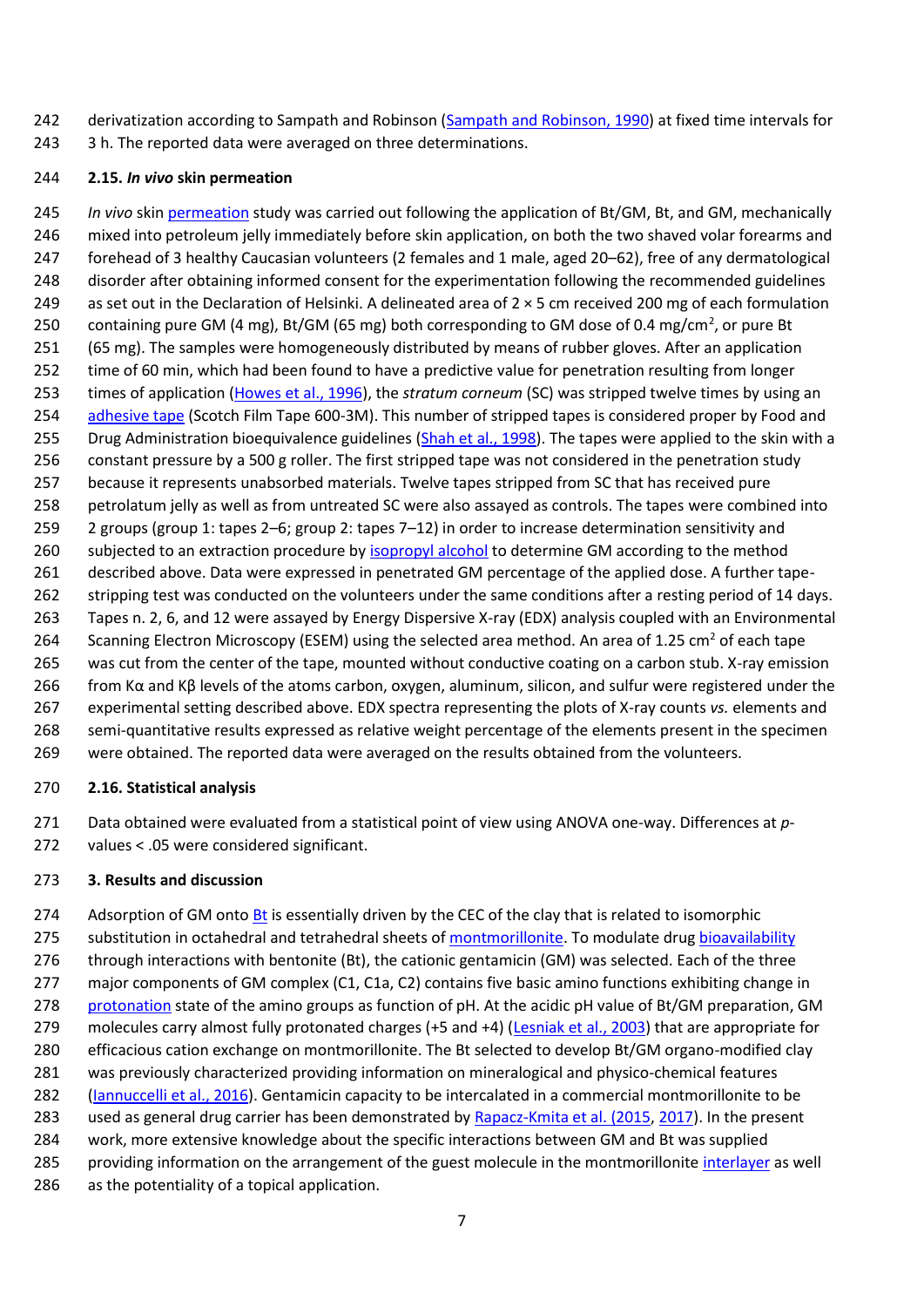derivatization according to Sampath and Robinson (Sampath and Robinson, 1990) at fixed time intervals for 3 h. The reported data were averaged on three determinations.

### 2.15. *In vivo* skin permeation

*In vivo* skin permeation study was carried out following the application of Bt/GM, Bt, and GM, mechanically mixed into petroleum jelly immediately before skin application, on both the two shaved volar forearms and forehead of 3 healthy Caucasian volunteers (2 females and 1 male, aged 20–62), free of any dermatological disorder after obtaining informed consent for the experimentation following the recommended guidelines as set out in the Declaration of Helsinki. A delineated area of 2 × 5 cm received 200 mg of each formulation containing pure GM (4 mg), Bt/GM (65 mg) both corresponding to GM dose of 0.4 mg/cm$^2$, or pure Bt (65 mg). The samples were homogeneously distributed by means of rubber gloves. After an application time of 60 min, which had been found to have a predictive value for penetration resulting from longer times of application (Howes et al., 1996), the *stratum corneum* (SC) was stripped twelve times by using an adhesive tape (Scotch Film Tape 600-3M). This number of stripped tapes is considered proper by Food and Drug Administration bioequivalence guidelines (Shah et al., 1998). The tapes were applied to the skin with a constant pressure by a 500 g roller. The first stripped tape was not considered in the penetration study because it represents unabsorbed materials. Twelve tapes stripped from SC that has received pure petrolatum jelly as well as from untreated SC were also assayed as controls. The tapes were combined into 2 groups (group 1: tapes 2–6; group 2: tapes 7–12) in order to increase determination sensitivity and subjected to an extraction procedure by isopropyl alcohol to determine GM according to the method described above. Data were expressed in penetrated GM percentage of the applied dose. A further tape-stripping test was conducted on the volunteers under the same conditions after a resting period of 14 days. Tapes n. 2, 6, and 12 were assayed by Energy Dispersive X-ray (EDX) analysis coupled with an Environmental Scanning Electron Microscopy (ESEM) using the selected area method. An area of 1.25 cm$^2$ of each tape was cut from the center of the tape, mounted without conductive coating on a carbon stub. X-ray emission from Kα and Kβ levels of the atoms carbon, oxygen, aluminum, silicon, and sulfur were registered under the experimental setting described above. EDX spectra representing the plots of X-ray counts *vs.* elements and semi-quantitative results expressed as relative weight percentage of the elements present in the specimen were obtained. The reported data were averaged on the results obtained from the volunteers.

### 2.16. Statistical analysis

Data obtained were evaluated from a statistical point of view using ANOVA one-way. Differences at $p$-values < .05 were considered significant.

## 3. Results and discussion

Adsorption of GM onto Bt is essentially driven by the CEC of the clay that is related to isomorphic substitution in octahedral and tetrahedral sheets of montmorillonite. To modulate drug bioavailability through interactions with bentonite (Bt), the cationic gentamicin (GM) was selected. Each of the three major components of GM complex (C1, C1a, C2) contains five basic amino functions exhibiting change in protonation state of the amino groups as function of pH. At the acidic pH value of Bt/GM preparation, GM molecules carry almost fully protonated charges (+5 and +4) (Lesniak et al., 2003) that are appropriate for efficacious cation exchange on montmorillonite. The Bt selected to develop Bt/GM organo-modified clay was previously characterized providing information on mineralogical and physico-chemical features (Iannuccelli et al., 2016). Gentamicin capacity to be intercalated in a commercial montmorillonite to be used as general drug carrier has been demonstrated by Rapacz-Kmita et al. (2015, 2017). In the present work, more extensive knowledge about the specific interactions between GM and Bt was supplied providing information on the arrangement of the guest molecule in the montmorillonite interlayer as well as the potentiality of a topical application.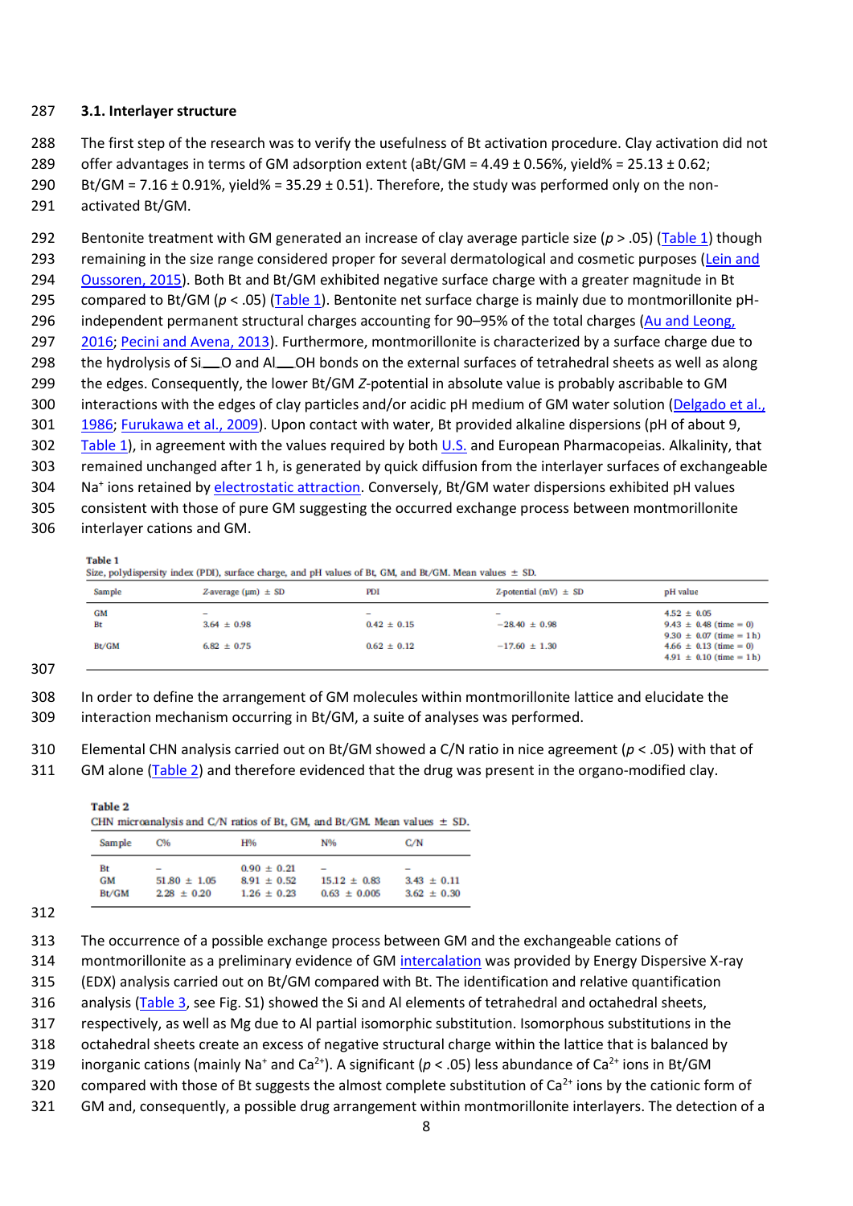### 3.1. Interlayer structure

The first step of the research was to verify the usefulness of Bt activation procedure. Clay activation did not offer advantages in terms of GM adsorption extent (aBt/GM = 4.49 ± 0.56%, yield% = 25.13 ± 0.62; Bt/GM = 7.16 ± 0.91%, yield% = 35.29 ± 0.51). Therefore, the study was performed only on the non-activated Bt/GM.

Bentonite treatment with GM generated an increase of clay average particle size ($p > .05$) (Table 1) though remaining in the size range considered proper for several dermatological and cosmetic purposes (Lein and Oussoren, 2015). Both Bt and Bt/GM exhibited negative surface charge with a greater magnitude in Bt compared to Bt/GM ($p < .05$) (Table 1). Bentonite net surface charge is mainly due to montmorillonite pH-independent permanent structural charges accounting for 90–95% of the total charges (Au and Leong, 2016; Pecini and Avena, 2013). Furthermore, montmorillonite is characterized by a surface charge due to the hydrolysis of Si—O and Al—OH bonds on the external surfaces of tetrahedral sheets as well as along the edges. Consequently, the lower Bt/GM *Z*-potential in absolute value is probably ascribable to GM interactions with the edges of clay particles and/or acidic pH medium of GM water solution (Delgado et al., 1986; Furukawa et al., 2009). Upon contact with water, Bt provided alkaline dispersions (pH of about 9, Table 1), in agreement with the values required by both U.S. and European Pharmacopeias. Alkalinity, that remained unchanged after 1 h, is generated by quick diffusion from the interlayer surfaces of exchangeable $Na^+$ ions retained by electrostatic attraction. Conversely, Bt/GM water dispersions exhibited pH values consistent with those of pure GM suggesting the occurred exchange process between montmorillonite interlayer cations and GM.

**Table 1**
Size, polydispersity index (PDI), surface charge, and pH values of Bt, GM, and Bt/GM. Mean values ± SD.

| Sample | Z-average (µm) ± SD | PDI | Z-potential (mV) ± SD | pH value |
|---|---|---|---|---|
| GM | – | – | – | 4.52 ± 0.05 |
| Bt | 3.64 ± 0.98 | 0.42 ± 0.15 | −28.40 ± 0.98 | 9.43 ± 0.48 (time = 0)<br>9.30 ± 0.07 (time = 1 h) |
| Bt/GM | 6.82 ± 0.75 | 0.62 ± 0.12 | −17.60 ± 1.30 | 4.66 ± 0.13 (time = 0)<br>4.91 ± 0.10 (time = 1 h) |

In order to define the arrangement of GM molecules within montmorillonite lattice and elucidate the interaction mechanism occurring in Bt/GM, a suite of analyses was performed.

Elemental CHN analysis carried out on Bt/GM showed a C/N ratio in nice agreement ($p < .05$) with that of GM alone (Table 2) and therefore evidenced that the drug was present in the organo-modified clay.

**Table 2**
CHN microanalysis and C/N ratios of Bt, GM, and Bt/GM. Mean values ± SD.

| Sample | C% | H% | N% | C/N |
|---|---|---|---|---|
| Bt | – | 0.90 ± 0.21 | – | – |
| GM | 51.80 ± 1.05 | 8.91 ± 0.52 | 15.12 ± 0.83 | 3.43 ± 0.11 |
| Bt/GM | 2.28 ± 0.20 | 1.26 ± 0.23 | 0.63 ± 0.005 | 3.62 ± 0.30 |

The occurrence of a possible exchange process between GM and the exchangeable cations of montmorillonite as a preliminary evidence of GM intercalation was provided by Energy Dispersive X-ray (EDX) analysis carried out on Bt/GM compared with Bt. The identification and relative quantification analysis (Table 3, see Fig. S1) showed the Si and Al elements of tetrahedral and octahedral sheets, respectively, as well as Mg due to Al partial isomorphic substitution. Isomorphous substitutions in the octahedral sheets create an excess of negative structural charge within the lattice that is balanced by inorganic cations (mainly $Na^+$ and $Ca^{2+}$). A significant ($p < .05$) less abundance of $Ca^{2+}$ ions in Bt/GM compared with those of Bt suggests the almost complete substitution of $Ca^{2+}$ ions by the cationic form of GM and, consequently, a possible drug arrangement within montmorillonite interlayers. The detection of a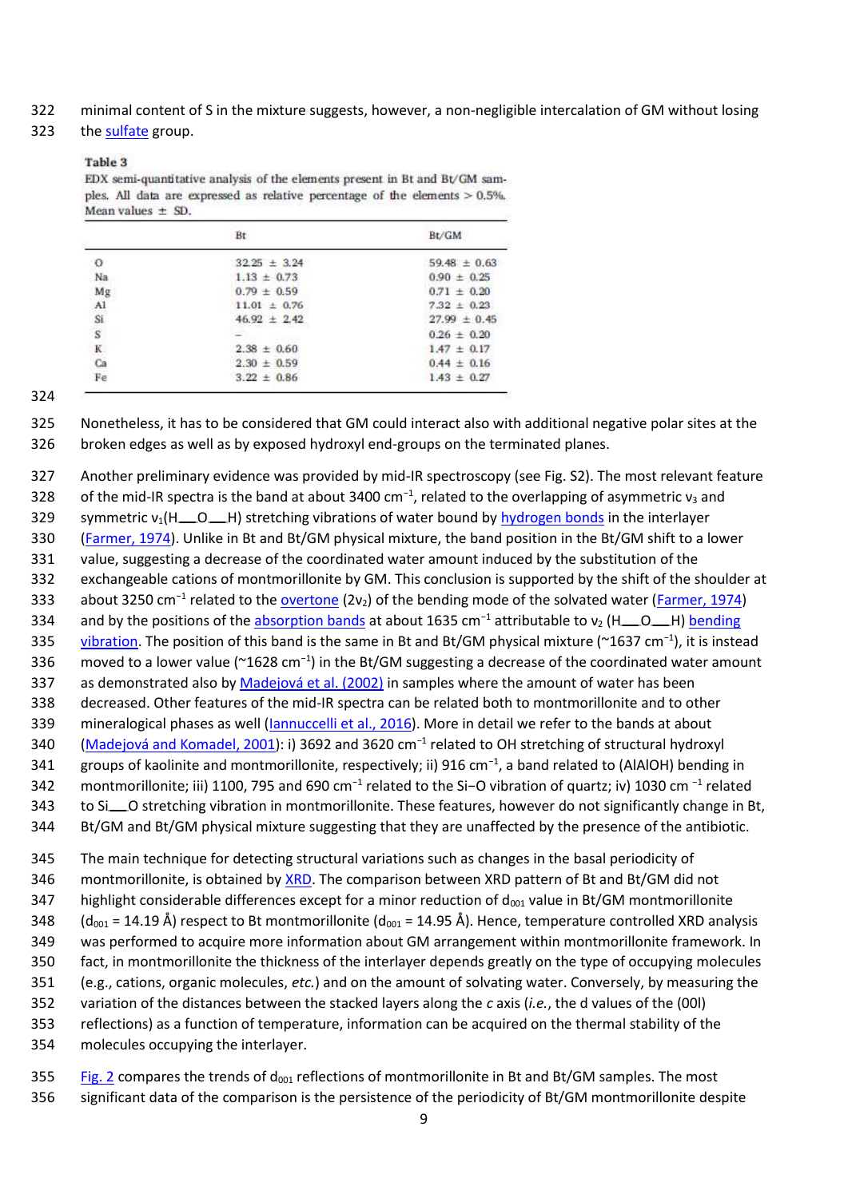minimal content of S in the mixture suggests, however, a non-negligible intercalation of GM without losing the sulfate group.

**Table 3**
EDX semi-quantitative analysis of the elements present in Bt and Bt/GM samples. All data are expressed as relative percentage of the elements > 0.5%. Mean values ± SD.

| | Bt | Bt/GM |
|---|---|---|
| O | 32.25 ± 3.24 | 59.48 ± 0.63 |
| Na | 1.13 ± 0.73 | 0.90 ± 0.25 |
| Mg | 0.79 ± 0.59 | 0.71 ± 0.20 |
| Al | 11.01 ± 0.76 | 7.32 ± 0.23 |
| Si | 46.92 ± 2.42 | 27.99 ± 0.45 |
| S | – | 0.26 ± 0.20 |
| K | 2.38 ± 0.60 | 1.47 ± 0.17 |
| Ca | 2.30 ± 0.59 | 0.44 ± 0.16 |
| Fe | 3.22 ± 0.86 | 1.43 ± 0.27 |

Nonetheless, it has to be considered that GM could interact also with additional negative polar sites at the broken edges as well as by exposed hydroxyl end-groups on the terminated planes.

Another preliminary evidence was provided by mid-IR spectroscopy (see Fig. S2). The most relevant feature of the mid-IR spectra is the band at about 3400 $cm^{-1}$, related to the overlapping of asymmetric $\nu_3$ and symmetric $\nu_1$(H—O—H) stretching vibrations of water bound by hydrogen bonds in the interlayer (Farmer, 1974). Unlike in Bt and Bt/GM physical mixture, the band position in the Bt/GM shift to a lower value, suggesting a decrease of the coordinated water amount induced by the substitution of the exchangeable cations of montmorillonite by GM. This conclusion is supported by the shift of the shoulder at about 3250 $cm^{-1}$ related to the overtone ($2\nu_2$) of the bending mode of the solvated water (Farmer, 1974) and by the positions of the absorption bands at about 1635 $cm^{-1}$ attributable to $\nu_2$ (H—O—H) bending vibration. The position of this band is the same in Bt and Bt/GM physical mixture (~1637 $cm^{-1}$), it is instead moved to a lower value (~1628 $cm^{-1}$) in the Bt/GM suggesting a decrease of the coordinated water amount as demonstrated also by Madejová et al. (2002) in samples where the amount of water has been decreased. Other features of the mid-IR spectra can be related both to montmorillonite and to other mineralogical phases as well (Iannuccelli et al., 2016). More in detail we refer to the bands at about (Madejová and Komadel, 2001): i) 3692 and 3620 $cm^{-1}$ related to OH stretching of structural hydroxyl groups of kaolinite and montmorillonite, respectively; ii) 916 $cm^{-1}$, a band related to (AlAlOH) bending in montmorillonite; iii) 1100, 795 and 690 $cm^{-1}$ related to the Si−O vibration of quartz; iv) 1030 $cm^{-1}$ related to Si—O stretching vibration in montmorillonite. These features, however do not significantly change in Bt, Bt/GM and Bt/GM physical mixture suggesting that they are unaffected by the presence of the antibiotic.

The main technique for detecting structural variations such as changes in the basal periodicity of montmorillonite, is obtained by XRD. The comparison between XRD pattern of Bt and Bt/GM did not highlight considerable differences except for a minor reduction of $d_{001}$ value in Bt/GM montmorillonite ($d_{001}$ = 14.19 Å) respect to Bt montmorillonite ($d_{001}$ = 14.95 Å). Hence, temperature controlled XRD analysis was performed to acquire more information about GM arrangement within montmorillonite framework. In fact, in montmorillonite the thickness of the interlayer depends greatly on the type of occupying molecules (e.g., cations, organic molecules, *etc.*) and on the amount of solvating water. Conversely, by measuring the variation of the distances between the stacked layers along the *c* axis (*i.e.*, the d values of the (00l) reflections) as a function of temperature, information can be acquired on the thermal stability of the molecules occupying the interlayer.

Fig. 2 compares the trends of $d_{001}$ reflections of montmorillonite in Bt and Bt/GM samples. The most significant data of the comparison is the persistence of the periodicity of Bt/GM montmorillonite despite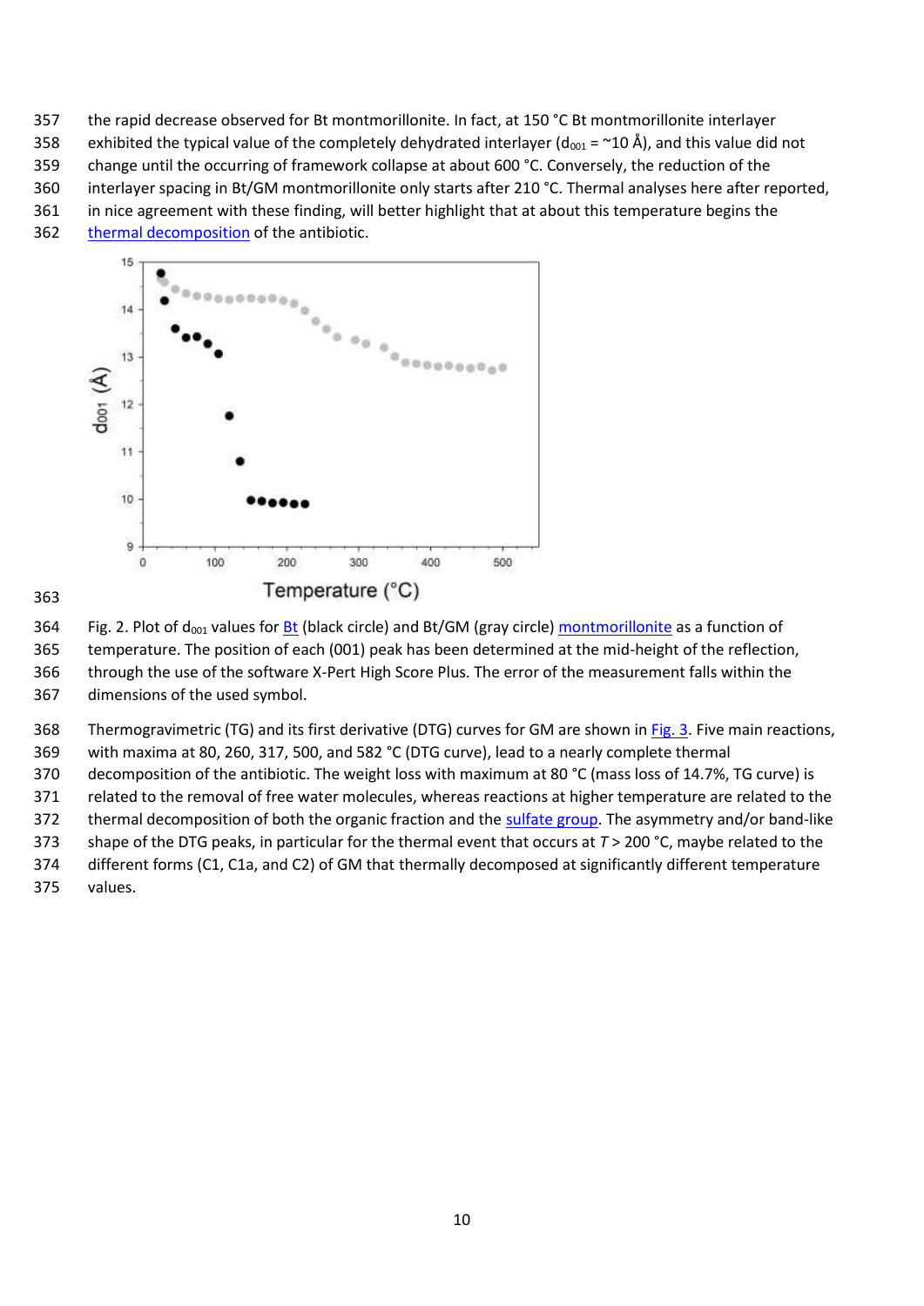the rapid decrease observed for Bt montmorillonite. In fact, at 150 °C Bt montmorillonite interlayer exhibited the typical value of the completely dehydrated interlayer ($d_{001}$ = ~10 Å), and this value did not change until the occurring of framework collapse at about 600 °C. Conversely, the reduction of the interlayer spacing in Bt/GM montmorillonite only starts after 210 °C. Thermal analyses here after reported, in nice agreement with these finding, will better highlight that at about this temperature begins the thermal decomposition of the antibiotic.

Fig. 2. Plot of $d_{001}$ values for Bt (black circle) and Bt/GM (gray circle) montmorillonite as a function of temperature. The position of each (001) peak has been determined at the mid-height of the reflection, through the use of the software X-Pert High Score Plus. The error of the measurement falls within the dimensions of the used symbol.

Thermogravimetric (TG) and its first derivative (DTG) curves for GM are shown in Fig. 3. Five main reactions, with maxima at 80, 260, 317, 500, and 582 °C (DTG curve), lead to a nearly complete thermal decomposition of the antibiotic. The weight loss with maximum at 80 °C (mass loss of 14.7%, TG curve) is related to the removal of free water molecules, whereas reactions at higher temperature are related to the thermal decomposition of both the organic fraction and the sulfate group. The asymmetry and/or band-like shape of the DTG peaks, in particular for the thermal event that occurs at $T$ > 200 °C, maybe related to the different forms (C1, C1a, and C2) of GM that thermally decomposed at significantly different temperature values.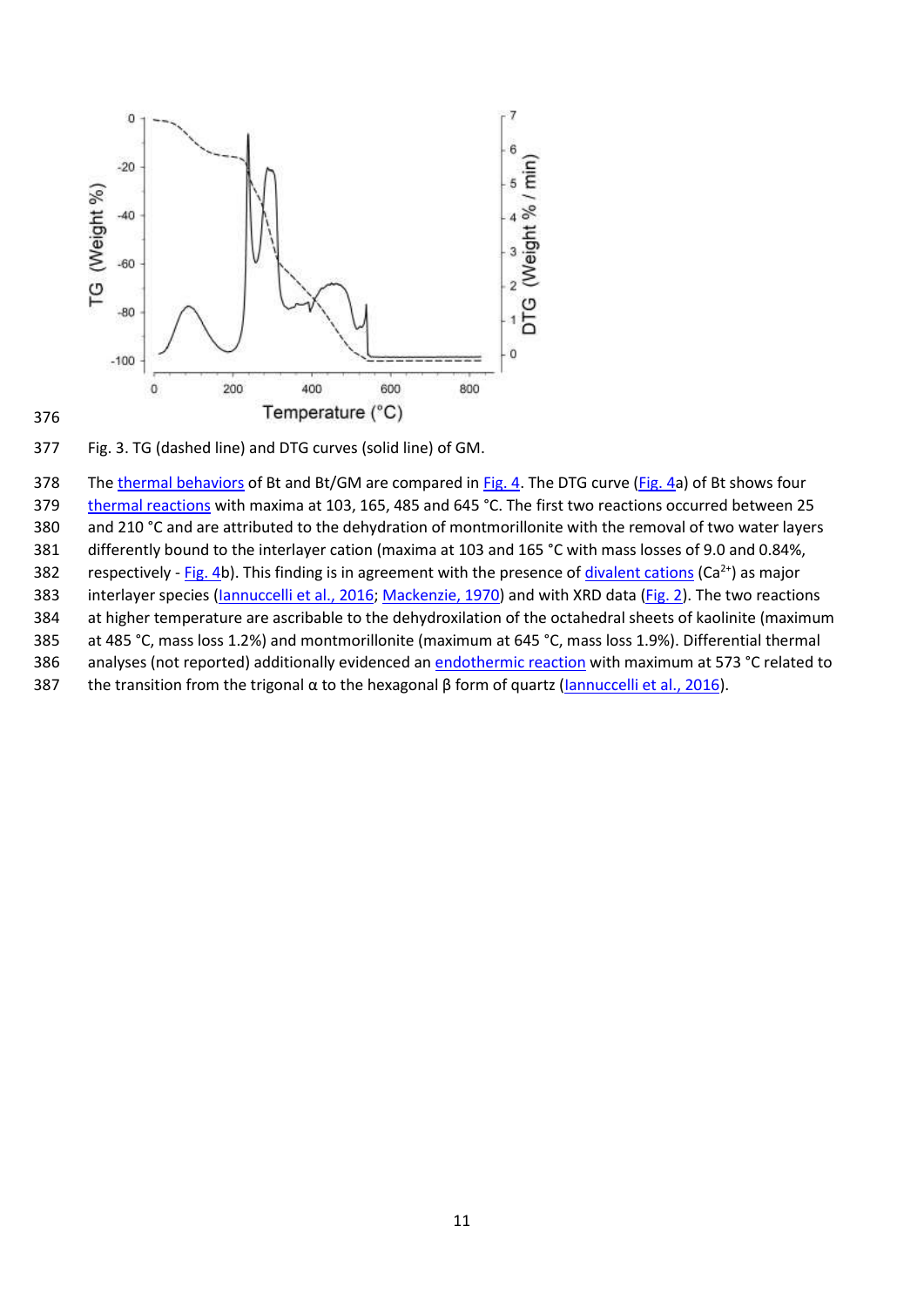Fig. 3. TG (dashed line) and DTG curves (solid line) of GM.

The thermal behaviors of Bt and Bt/GM are compared in Fig. 4. The DTG curve (Fig. 4a) of Bt shows four thermal reactions with maxima at 103, 165, 485 and 645 °C. The first two reactions occurred between 25 and 210 °C and are attributed to the dehydration of montmorillonite with the removal of two water layers differently bound to the interlayer cation (maxima at 103 and 165 °C with mass losses of 9.0 and 0.84%, respectively - Fig. 4b). This finding is in agreement with the presence of divalent cations ($Ca^{2+}$) as major interlayer species (Iannuccelli et al., 2016; Mackenzie, 1970) and with XRD data (Fig. 2). The two reactions at higher temperature are ascribable to the dehydroxilation of the octahedral sheets of kaolinite (maximum at 485 °C, mass loss 1.2%) and montmorillonite (maximum at 645 °C, mass loss 1.9%). Differential thermal analyses (not reported) additionally evidenced an endothermic reaction with maximum at 573 °C related to the transition from the trigonal α to the hexagonal β form of quartz (Iannuccelli et al., 2016).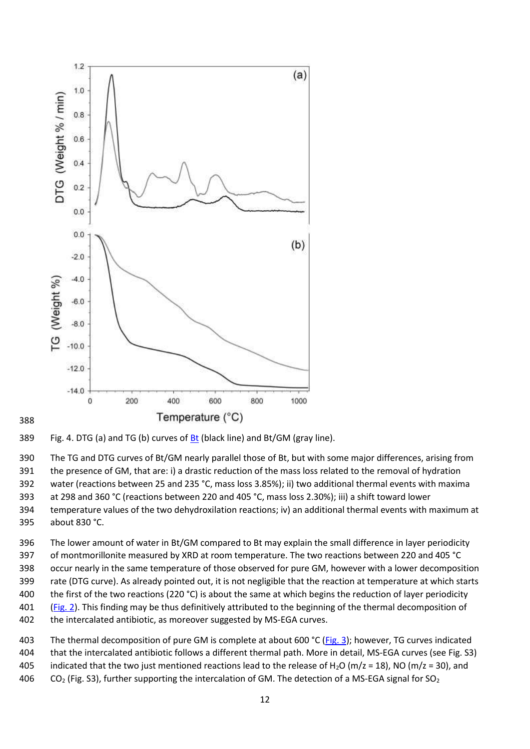Fig. 4. DTG (a) and TG (b) curves of Bt (black line) and Bt/GM (gray line).

The TG and DTG curves of Bt/GM nearly parallel those of Bt, but with some major differences, arising from the presence of GM, that are: i) a drastic reduction of the mass loss related to the removal of hydration water (reactions between 25 and 235 °C, mass loss 3.85%); ii) two additional thermal events with maxima at 298 and 360 °C (reactions between 220 and 405 °C, mass loss 2.30%); iii) a shift toward lower temperature values of the two dehydroxilation reactions; iv) an additional thermal events with maximum at about 830 °C.

The lower amount of water in Bt/GM compared to Bt may explain the small difference in layer periodicity of montmorillonite measured by XRD at room temperature. The two reactions between 220 and 405 °C occur nearly in the same temperature of those observed for pure GM, however with a lower decomposition rate (DTG curve). As already pointed out, it is not negligible that the reaction at temperature at which starts the first of the two reactions (220 °C) is about the same at which begins the reduction of layer periodicity (Fig. 2). This finding may be thus definitively attributed to the beginning of the thermal decomposition of the intercalated antibiotic, as moreover suggested by MS-EGA curves.

The thermal decomposition of pure GM is complete at about 600 °C (Fig. 3); however, TG curves indicated that the intercalated antibiotic follows a different thermal path. More in detail, MS-EGA curves (see Fig. S3) indicated that the two just mentioned reactions lead to the release of $H_2O$ (m/z = 18), NO (m/z = 30), and $CO_2$ (Fig. S3), further supporting the intercalation of GM. The detection of a MS-EGA signal for $SO_2$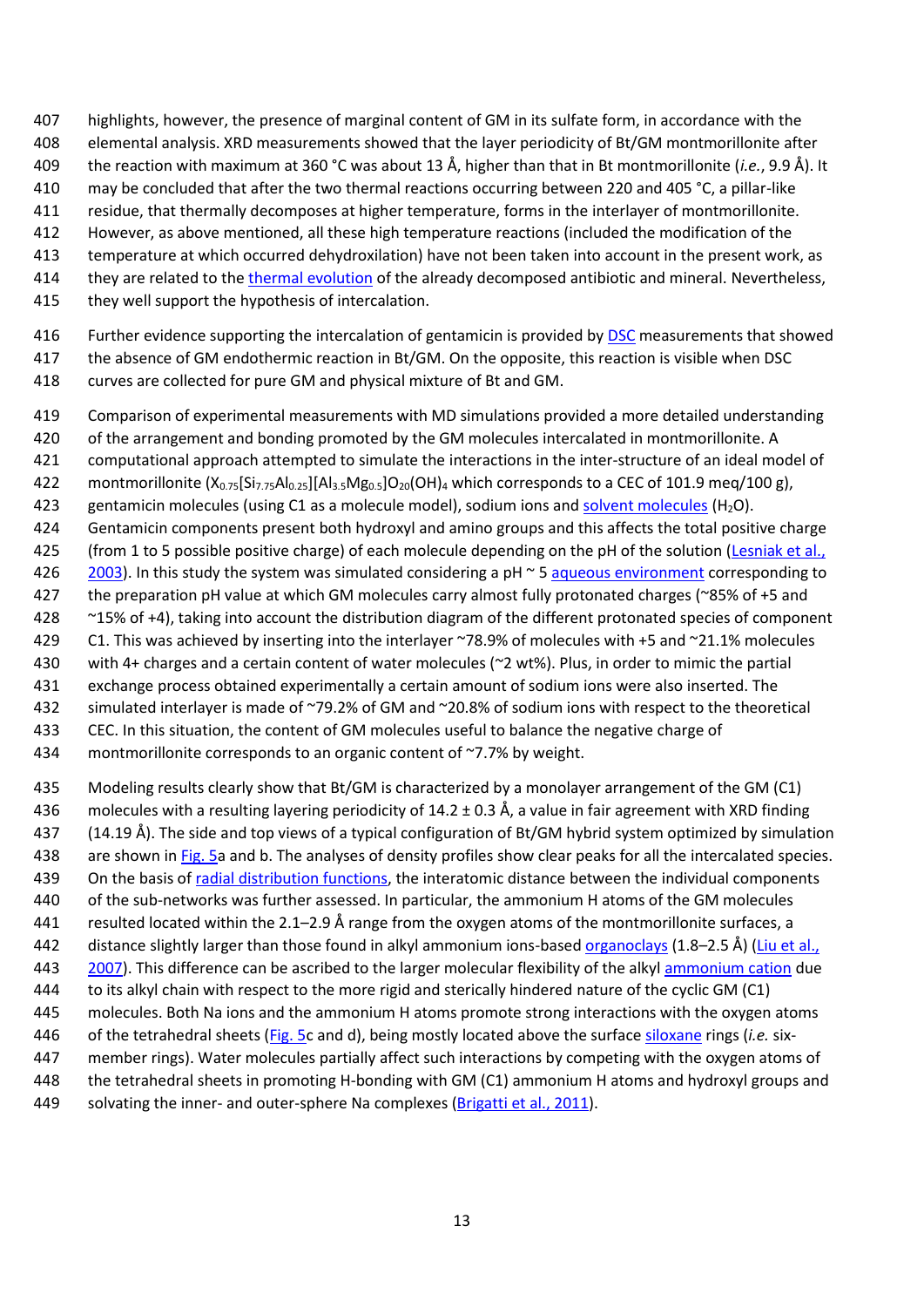highlights, however, the presence of marginal content of GM in its sulfate form, in accordance with the elemental analysis. XRD measurements showed that the layer periodicity of Bt/GM montmorillonite after the reaction with maximum at 360 °C was about 13 Å, higher than that in Bt montmorillonite (*i.e.*, 9.9 Å). It may be concluded that after the two thermal reactions occurring between 220 and 405 °C, a pillar-like residue, that thermally decomposes at higher temperature, forms in the interlayer of montmorillonite. However, as above mentioned, all these high temperature reactions (included the modification of the temperature at which occurred dehydroxilation) have not been taken into account in the present work, as they are related to the thermal evolution of the already decomposed antibiotic and mineral. Nevertheless, they well support the hypothesis of intercalation.

Further evidence supporting the intercalation of gentamicin is provided by DSC measurements that showed the absence of GM endothermic reaction in Bt/GM. On the opposite, this reaction is visible when DSC curves are collected for pure GM and physical mixture of Bt and GM.

Comparison of experimental measurements with MD simulations provided a more detailed understanding of the arrangement and bonding promoted by the GM molecules intercalated in montmorillonite. A computational approach attempted to simulate the interactions in the inter-structure of an ideal model of montmorillonite ($X_{0.75}[Si_{7.75}Al_{0.25}][Al_{3.5}Mg_{0.5}]O_{20}(OH)_4$ which corresponds to a CEC of 101.9 meq/100 g), gentamicin molecules (using C1 as a molecule model), sodium ions and solvent molecules ($H_2O$). Gentamicin components present both hydroxyl and amino groups and this affects the total positive charge (from 1 to 5 possible positive charge) of each molecule depending on the pH of the solution (Lesniak et al., 2003). In this study the system was simulated considering a pH ~ 5 aqueous environment corresponding to the preparation pH value at which GM molecules carry almost fully protonated charges (~85% of +5 and ~15% of +4), taking into account the distribution diagram of the different protonated species of component C1. This was achieved by inserting into the interlayer ~78.9% of molecules with +5 and ~21.1% molecules with 4+ charges and a certain content of water molecules (~2 wt%). Plus, in order to mimic the partial exchange process obtained experimentally a certain amount of sodium ions were also inserted. The simulated interlayer is made of ~79.2% of GM and ~20.8% of sodium ions with respect to the theoretical CEC. In this situation, the content of GM molecules useful to balance the negative charge of montmorillonite corresponds to an organic content of ~7.7% by weight.

Modeling results clearly show that Bt/GM is characterized by a monolayer arrangement of the GM (C1) molecules with a resulting layering periodicity of 14.2 ± 0.3 Å, a value in fair agreement with XRD finding (14.19 Å). The side and top views of a typical configuration of Bt/GM hybrid system optimized by simulation are shown in Fig. 5a and b. The analyses of density profiles show clear peaks for all the intercalated species. On the basis of radial distribution functions, the interatomic distance between the individual components of the sub-networks was further assessed. In particular, the ammonium H atoms of the GM molecules resulted located within the 2.1–2.9 Å range from the oxygen atoms of the montmorillonite surfaces, a distance slightly larger than those found in alkyl ammonium ions-based organoclays (1.8–2.5 Å) (Liu et al., 2007). This difference can be ascribed to the larger molecular flexibility of the alkyl ammonium cation due to its alkyl chain with respect to the more rigid and sterically hindered nature of the cyclic GM (C1) molecules. Both Na ions and the ammonium H atoms promote strong interactions with the oxygen atoms of the tetrahedral sheets (Fig. 5c and d), being mostly located above the surface siloxane rings (*i.e.* six-member rings). Water molecules partially affect such interactions by competing with the oxygen atoms of the tetrahedral sheets in promoting H-bonding with GM (C1) ammonium H atoms and hydroxyl groups and solvating the inner- and outer-sphere Na complexes (Brigatti et al., 2011).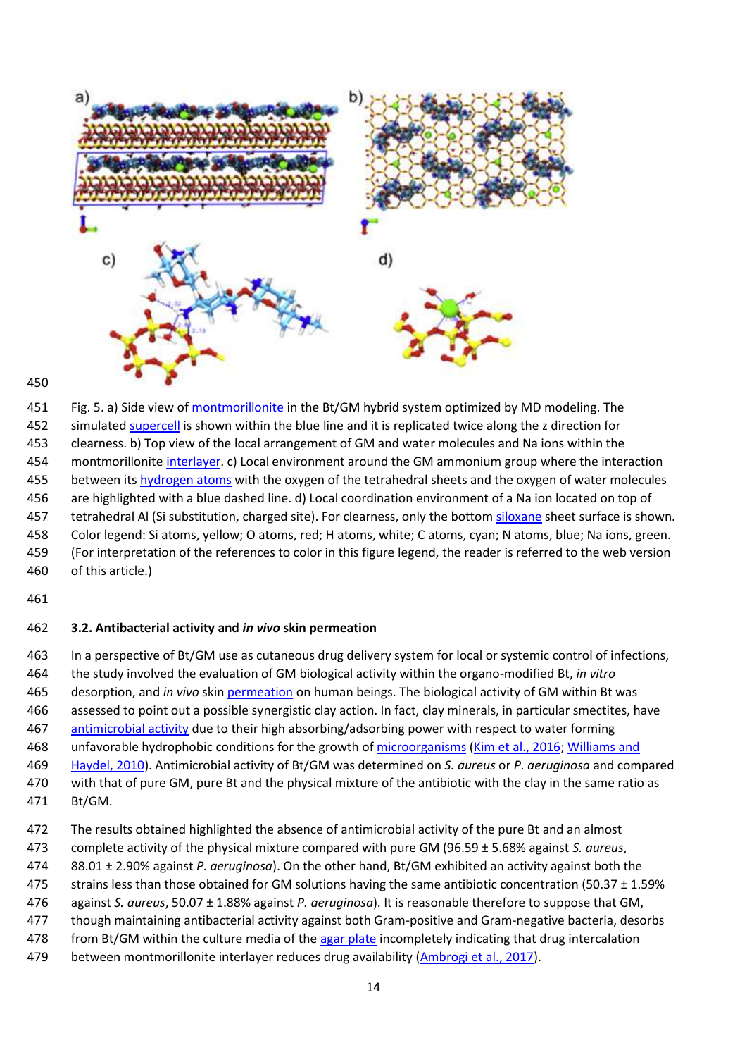Fig. 5. a) Side view of montmorillonite in the Bt/GM hybrid system optimized by MD modeling. The simulated supercell is shown within the blue line and it is replicated twice along the z direction for clearness. b) Top view of the local arrangement of GM and water molecules and Na ions within the montmorillonite interlayer. c) Local environment around the GM ammonium group where the interaction between its hydrogen atoms with the oxygen of the tetrahedral sheets and the oxygen of water molecules are highlighted with a blue dashed line. d) Local coordination environment of a Na ion located on top of tetrahedral Al (Si substitution, charged site). For clearness, only the bottom siloxane sheet surface is shown. Color legend: Si atoms, yellow; O atoms, red; H atoms, white; C atoms, cyan; N atoms, blue; Na ions, green. (For interpretation of the references to color in this figure legend, the reader is referred to the web version of this article.)

### 3.2. Antibacterial activity and *in vivo* skin permeation

In a perspective of Bt/GM use as cutaneous drug delivery system for local or systemic control of infections, the study involved the evaluation of GM biological activity within the organo-modified Bt, *in vitro* desorption, and *in vivo* skin permeation on human beings. The biological activity of GM within Bt was assessed to point out a possible synergistic clay action. In fact, clay minerals, in particular smectites, have antimicrobial activity due to their high absorbing/adsorbing power with respect to water forming unfavorable hydrophobic conditions for the growth of microorganisms (Kim et al., 2016; Williams and Haydel, 2010). Antimicrobial activity of Bt/GM was determined on *S. aureus* or *P. aeruginosa* and compared with that of pure GM, pure Bt and the physical mixture of the antibiotic with the clay in the same ratio as Bt/GM.

The results obtained highlighted the absence of antimicrobial activity of the pure Bt and an almost complete activity of the physical mixture compared with pure GM (96.59 ± 5.68% against *S. aureus*, 88.01 ± 2.90% against *P. aeruginosa*). On the other hand, Bt/GM exhibited an activity against both the strains less than those obtained for GM solutions having the same antibiotic concentration (50.37 ± 1.59% against *S. aureus*, 50.07 ± 1.88% against *P. aeruginosa*). It is reasonable therefore to suppose that GM, though maintaining antibacterial activity against both Gram-positive and Gram-negative bacteria, desorbs from Bt/GM within the culture media of the agar plate incompletely indicating that drug intercalation between montmorillonite interlayer reduces drug availability (Ambrogi et al., 2017).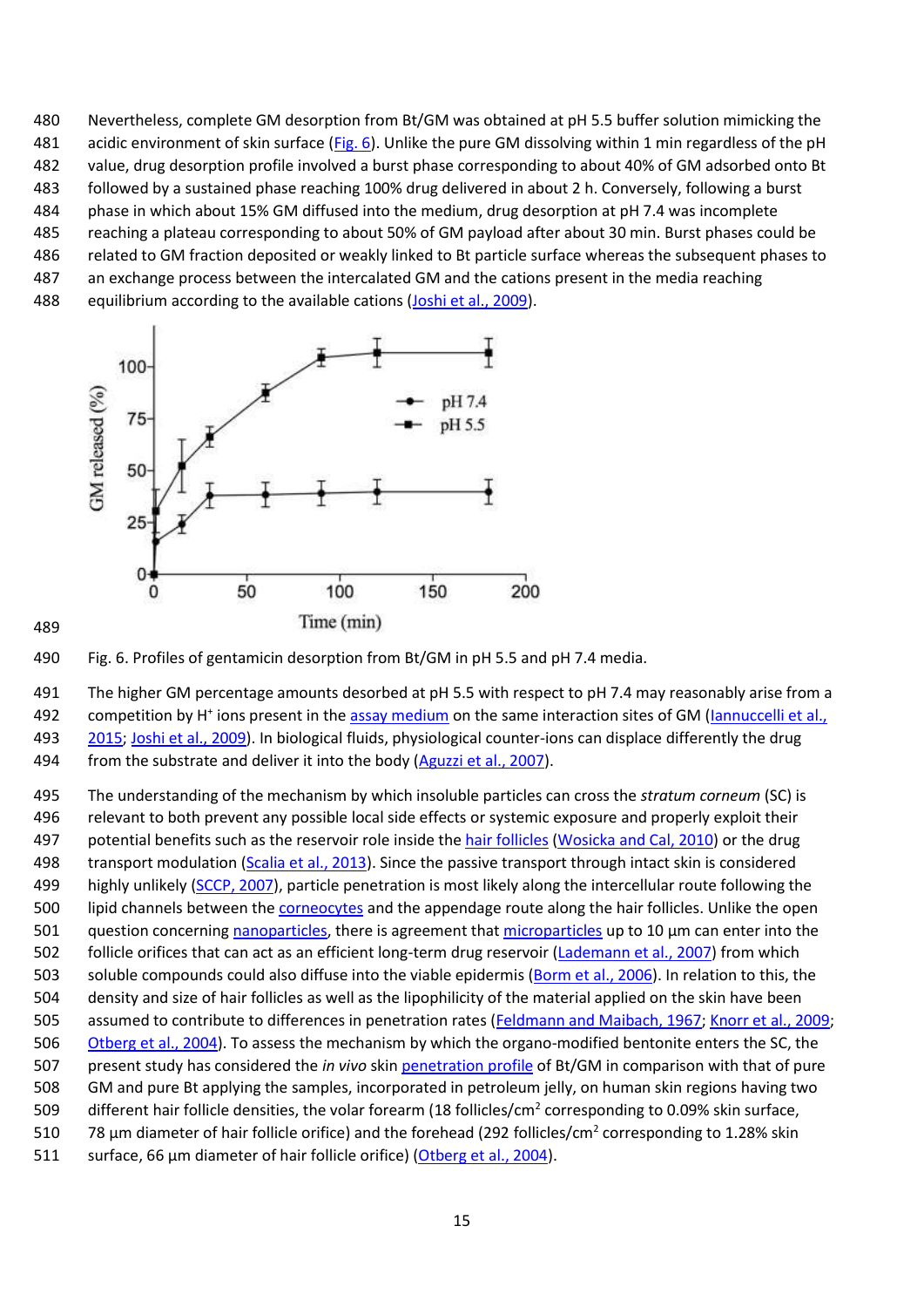Nevertheless, complete GM desorption from Bt/GM was obtained at pH 5.5 buffer solution mimicking the acidic environment of skin surface (Fig. 6). Unlike the pure GM dissolving within 1 min regardless of the pH value, drug desorption profile involved a burst phase corresponding to about 40% of GM adsorbed onto Bt followed by a sustained phase reaching 100% drug delivered in about 2 h. Conversely, following a burst phase in which about 15% GM diffused into the medium, drug desorption at pH 7.4 was incomplete reaching a plateau corresponding to about 50% of GM payload after about 30 min. Burst phases could be related to GM fraction deposited or weakly linked to Bt particle surface whereas the subsequent phases to an exchange process between the intercalated GM and the cations present in the media reaching equilibrium according to the available cations (Joshi et al., 2009).

Fig. 6. Profiles of gentamicin desorption from Bt/GM in pH 5.5 and pH 7.4 media.

The higher GM percentage amounts desorbed at pH 5.5 with respect to pH 7.4 may reasonably arise from a competition by $H^+$ ions present in the assay medium on the same interaction sites of GM (Iannuccelli et al., 2015; Joshi et al., 2009). In biological fluids, physiological counter-ions can displace differently the drug from the substrate and deliver it into the body (Aguzzi et al., 2007).

The understanding of the mechanism by which insoluble particles can cross the *stratum corneum* (SC) is relevant to both prevent any possible local side effects or systemic exposure and properly exploit their potential benefits such as the reservoir role inside the hair follicles (Wosicka and Cal, 2010) or the drug transport modulation (Scalia et al., 2013). Since the passive transport through intact skin is considered highly unlikely (SCCP, 2007), particle penetration is most likely along the intercellular route following the lipid channels between the corneocytes and the appendage route along the hair follicles. Unlike the open question concerning nanoparticles, there is agreement that microparticles up to 10 µm can enter into the follicle orifices that can act as an efficient long-term drug reservoir (Lademann et al., 2007) from which soluble compounds could also diffuse into the viable epidermis (Borm et al., 2006). In relation to this, the density and size of hair follicles as well as the lipophilicity of the material applied on the skin have been assumed to contribute to differences in penetration rates (Feldmann and Maibach, 1967; Knorr et al., 2009; Otberg et al., 2004). To assess the mechanism by which the organo-modified bentonite enters the SC, the present study has considered the *in vivo* skin penetration profile of Bt/GM in comparison with that of pure GM and pure Bt applying the samples, incorporated in petroleum jelly, on human skin regions having two different hair follicle densities, the volar forearm (18 follicles/$cm^2$ corresponding to 0.09% skin surface, 78 µm diameter of hair follicle orifice) and the forehead (292 follicles/$cm^2$ corresponding to 1.28% skin surface, 66 µm diameter of hair follicle orifice) (Otberg et al., 2004).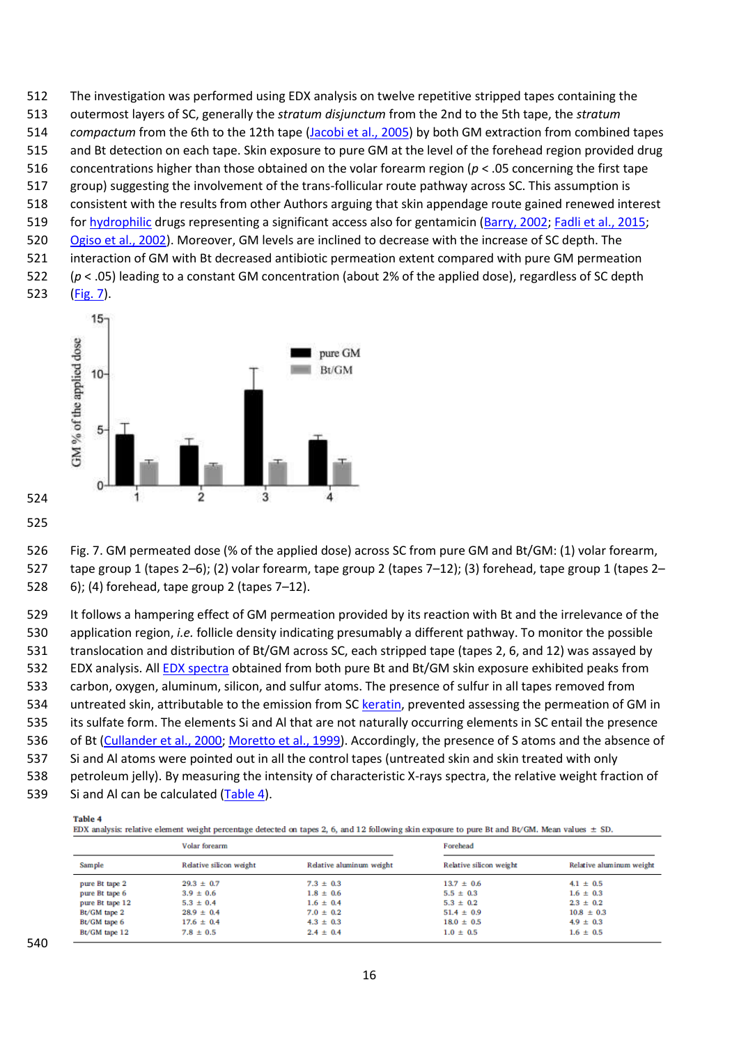The investigation was performed using EDX analysis on twelve repetitive stripped tapes containing the outermost layers of SC, generally the *stratum disjunctum* from the 2nd to the 5th tape, the *stratum compactum* from the 6th to the 12th tape (Jacobi et al., 2005) by both GM extraction from combined tapes and Bt detection on each tape. Skin exposure to pure GM at the level of the forehead region provided drug concentrations higher than those obtained on the volar forearm region ($p < .05$ concerning the first tape group) suggesting the involvement of the trans-follicular route pathway across SC. This assumption is consistent with the results from other Authors arguing that skin appendage route gained renewed interest for hydrophilic drugs representing a significant access also for gentamicin (Barry, 2002; Fadli et al., 2015; Ogiso et al., 2002). Moreover, GM levels are inclined to decrease with the increase of SC depth. The interaction of GM with Bt decreased antibiotic permeation extent compared with pure GM permeation ($p < .05$) leading to a constant GM concentration (about 2% of the applied dose), regardless of SC depth (Fig. 7).

Fig. 7. GM permeated dose (% of the applied dose) across SC from pure GM and Bt/GM: (1) volar forearm, tape group 1 (tapes 2–6); (2) volar forearm, tape group 2 (tapes 7–12); (3) forehead, tape group 1 (tapes 2–6); (4) forehead, tape group 2 (tapes 7–12).

It follows a hampering effect of GM permeation provided by its reaction with Bt and the irrelevance of the application region, *i.e.* follicle density indicating presumably a different pathway. To monitor the possible translocation and distribution of Bt/GM across SC, each stripped tape (tapes 2, 6, and 12) was assayed by EDX analysis. All EDX spectra obtained from both pure Bt and Bt/GM skin exposure exhibited peaks from carbon, oxygen, aluminum, silicon, and sulfur atoms. The presence of sulfur in all tapes removed from untreated skin, attributable to the emission from SC keratin, prevented assessing the permeation of GM in its sulfate form. The elements Si and Al that are not naturally occurring elements in SC entail the presence of Bt (Cullander et al., 2000; Moretto et al., 1999). Accordingly, the presence of S atoms and the absence of Si and Al atoms were pointed out in all the control tapes (untreated skin and skin treated with only petroleum jelly). By measuring the intensity of characteristic X-rays spectra, the relative weight fraction of Si and Al can be calculated (Table 4).

**Table 4**
EDX analysis: relative element weight percentage detected on tapes 2, 6, and 12 following skin exposure to pure Bt and Bt/GM. Mean values ± SD.

| | Volar forearm | | Forehead | |
|---|---|---|---|---|
| Sample | Relative silicon weight | Relative aluminum weight | Relative silicon weight | Relative aluminum weight |
| pure Bt tape 2 | 29.3 ± 0.7 | 7.3 ± 0.3 | 13.7 ± 0.6 | 4.1 ± 0.5 |
| pure Bt tape 6 | 3.9 ± 0.6 | 1.8 ± 0.6 | 5.5 ± 0.3 | 1.6 ± 0.3 |
| pure Bt tape 12 | 5.3 ± 0.4 | 1.6 ± 0.4 | 5.3 ± 0.2 | 2.3 ± 0.2 |
| Bt/GM tape 2 | 28.9 ± 0.4 | 7.0 ± 0.2 | 51.4 ± 0.9 | 10.8 ± 0.3 |
| Bt/GM tape 6 | 17.6 ± 0.4 | 4.3 ± 0.3 | 18.0 ± 0.5 | 4.9 ± 0.3 |
| Bt/GM tape 12 | 7.8 ± 0.5 | 2.4 ± 0.4 | 1.0 ± 0.5 | 1.6 ± 0.5 |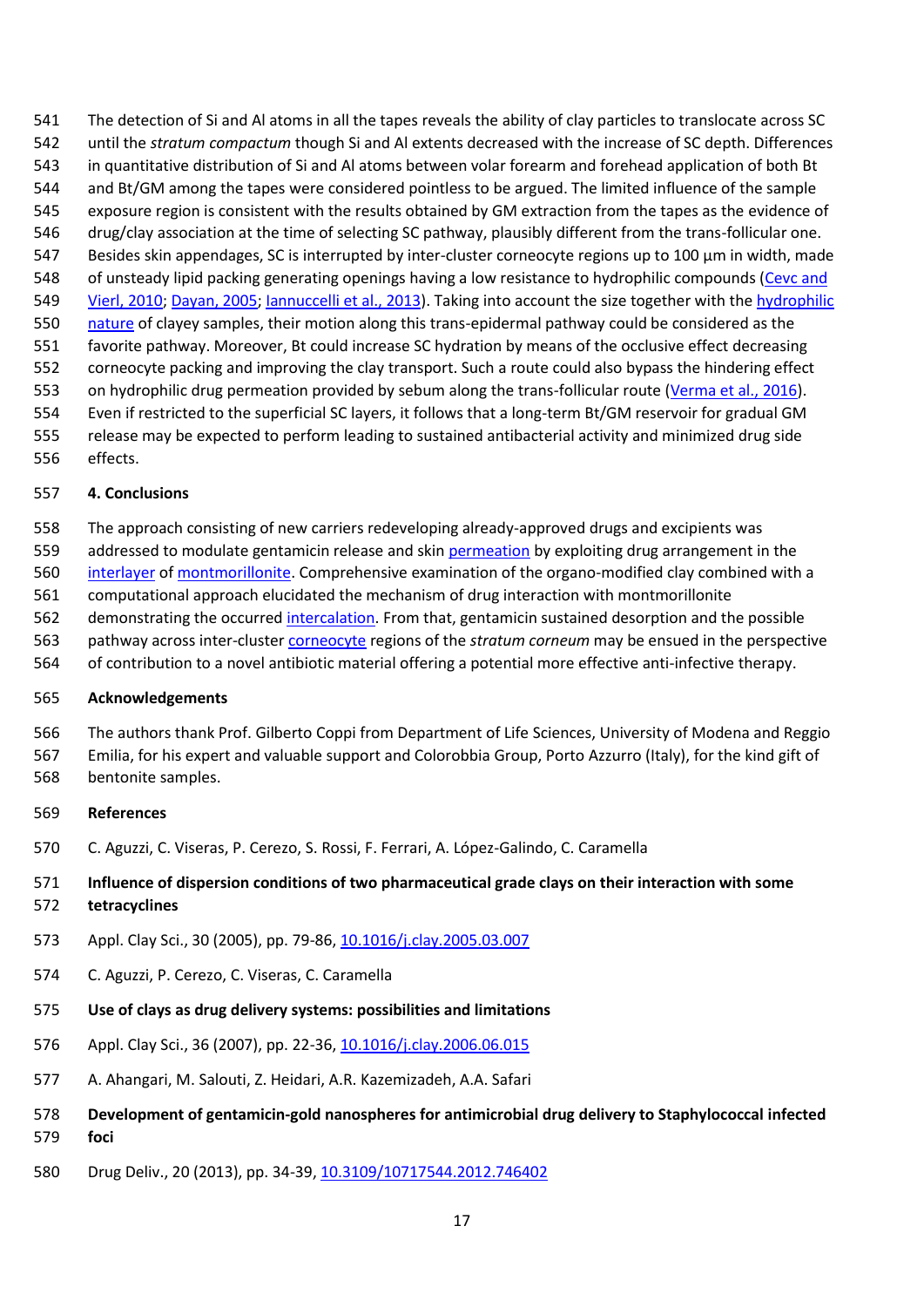The detection of Si and Al atoms in all the tapes reveals the ability of clay particles to translocate across SC until the *stratum compactum* though Si and Al extents decreased with the increase of SC depth. Differences in quantitative distribution of Si and Al atoms between volar forearm and forehead application of both Bt and Bt/GM among the tapes were considered pointless to be argued. The limited influence of the sample exposure region is consistent with the results obtained by GM extraction from the tapes as the evidence of drug/clay association at the time of selecting SC pathway, plausibly different from the trans-follicular one. Besides skin appendages, SC is interrupted by inter-cluster corneocyte regions up to 100 µm in width, made of unsteady lipid packing generating openings having a low resistance to hydrophilic compounds (Cevc and Vierl, 2010; Dayan, 2005; Iannuccelli et al., 2013). Taking into account the size together with the hydrophilic nature of clayey samples, their motion along this trans-epidermal pathway could be considered as the favorite pathway. Moreover, Bt could increase SC hydration by means of the occlusive effect decreasing corneocyte packing and improving the clay transport. Such a route could also bypass the hindering effect on hydrophilic drug permeation provided by sebum along the trans-follicular route (Verma et al., 2016). Even if restricted to the superficial SC layers, it follows that a long-term Bt/GM reservoir for gradual GM release may be expected to perform leading to sustained antibacterial activity and minimized drug side effects.

## 4. Conclusions

The approach consisting of new carriers redeveloping already-approved drugs and excipients was addressed to modulate gentamicin release and skin permeation by exploiting drug arrangement in the interlayer of montmorillonite. Comprehensive examination of the organo-modified clay combined with a computational approach elucidated the mechanism of drug interaction with montmorillonite demonstrating the occurred intercalation. From that, gentamicin sustained desorption and the possible pathway across inter-cluster corneocyte regions of the *stratum corneum* may be ensued in the perspective of contribution to a novel antibiotic material offering a potential more effective anti-infective therapy.

## Acknowledgements

The authors thank Prof. Gilberto Coppi from Department of Life Sciences, University of Modena and Reggio Emilia, for his expert and valuable support and Colorobbia Group, Porto Azzurro (Italy), for the kind gift of bentonite samples.

## References

C. Aguzzi, C. Viseras, P. Cerezo, S. Rossi, F. Ferrari, A. López-Galindo, C. Caramella

**Influence of dispersion conditions of two pharmaceutical grade clays on their interaction with some tetracyclines**

Appl. Clay Sci., 30 (2005), pp. 79-86, 10.1016/j.clay.2005.03.007

C. Aguzzi, P. Cerezo, C. Viseras, C. Caramella

**Use of clays as drug delivery systems: possibilities and limitations**

Appl. Clay Sci., 36 (2007), pp. 22-36, 10.1016/j.clay.2006.06.015

A. Ahangari, M. Salouti, Z. Heidari, A.R. Kazemizadeh, A.A. Safari

**Development of gentamicin-gold nanospheres for antimicrobial drug delivery to Staphylococcal infected foci**

Drug Deliv., 20 (2013), pp. 34-39, 10.3109/10717544.2012.746402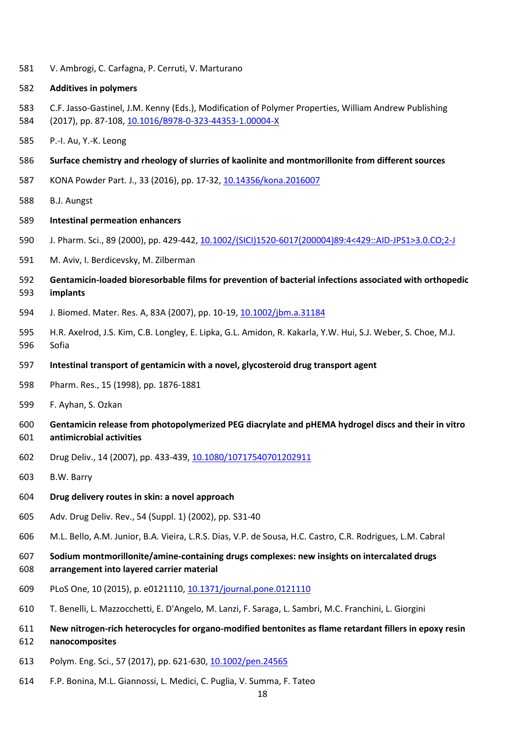V. Ambrogi, C. Carfagna, P. Cerruti, V. Marturano

**Additives in polymers**

C.F. Jasso-Gastinel, J.M. Kenny (Eds.), Modification of Polymer Properties, William Andrew Publishing (2017), pp. 87-108, 10.1016/B978-0-323-44353-1.00004-X

P.-I. Au, Y.-K. Leong

**Surface chemistry and rheology of slurries of kaolinite and montmorillonite from different sources**

KONA Powder Part. J., 33 (2016), pp. 17-32, 10.14356/kona.2016007

B.J. Aungst

**Intestinal permeation enhancers**

J. Pharm. Sci., 89 (2000), pp. 429-442, 10.1002/(SICI)1520-6017(200004)89:4<429::AID-JPS1>3.0.CO;2-J

M. Aviv, I. Berdicevsky, M. Zilberman

**Gentamicin-loaded bioresorbable films for prevention of bacterial infections associated with orthopedic implants**

J. Biomed. Mater. Res. A, 83A (2007), pp. 10-19, 10.1002/jbm.a.31184

H.R. Axelrod, J.S. Kim, C.B. Longley, E. Lipka, G.L. Amidon, R. Kakarla, Y.W. Hui, S.J. Weber, S. Choe, M.J. Sofia

**Intestinal transport of gentamicin with a novel, glycosteroid drug transport agent**

Pharm. Res., 15 (1998), pp. 1876-1881

F. Ayhan, S. Ozkan

**Gentamicin release from photopolymerized PEG diacrylate and pHEMA hydrogel discs and their in vitro antimicrobial activities**

Drug Deliv., 14 (2007), pp. 433-439, 10.1080/10717540701202911

B.W. Barry

**Drug delivery routes in skin: a novel approach**

Adv. Drug Deliv. Rev., 54 (Suppl. 1) (2002), pp. S31-40

M.L. Bello, A.M. Junior, B.A. Vieira, L.R.S. Dias, V.P. de Sousa, H.C. Castro, C.R. Rodrigues, L.M. Cabral

**Sodium montmorillonite/amine-containing drugs complexes: new insights on intercalated drugs arrangement into layered carrier material**

PLoS One, 10 (2015), p. e0121110, 10.1371/journal.pone.0121110

T. Benelli, L. Mazzocchetti, E. D'Angelo, M. Lanzi, F. Saraga, L. Sambri, M.C. Franchini, L. Giorgini

**New nitrogen-rich heterocycles for organo-modified bentonites as flame retardant fillers in epoxy resin nanocomposites**

Polym. Eng. Sci., 57 (2017), pp. 621-630, 10.1002/pen.24565

F.P. Bonina, M.L. Giannossi, L. Medici, C. Puglia, V. Summa, F. Tateo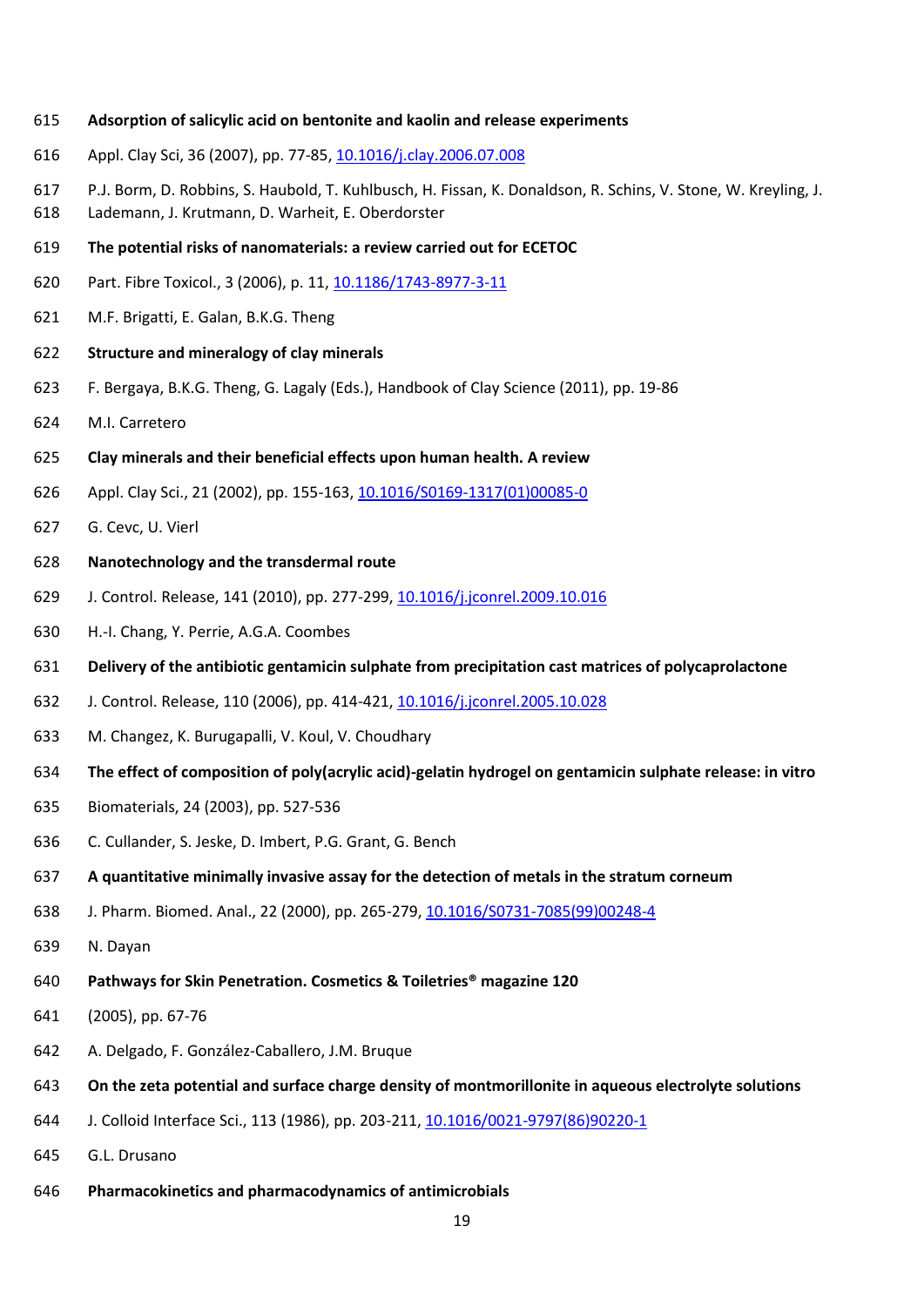**Adsorption of salicylic acid on bentonite and kaolin and release experiments**

Appl. Clay Sci, 36 (2007), pp. 77-85, 10.1016/j.clay.2006.07.008

P.J. Borm, D. Robbins, S. Haubold, T. Kuhlbusch, H. Fissan, K. Donaldson, R. Schins, V. Stone, W. Kreyling, J. Lademann, J. Krutmann, D. Warheit, E. Oberdorster

**The potential risks of nanomaterials: a review carried out for ECETOC**

Part. Fibre Toxicol., 3 (2006), p. 11, 10.1186/1743-8977-3-11

M.F. Brigatti, E. Galan, B.K.G. Theng

**Structure and mineralogy of clay minerals**

F. Bergaya, B.K.G. Theng, G. Lagaly (Eds.), Handbook of Clay Science (2011), pp. 19-86

M.I. Carretero

**Clay minerals and their beneficial effects upon human health. A review**

Appl. Clay Sci., 21 (2002), pp. 155-163, 10.1016/S0169-1317(01)00085-0

G. Cevc, U. Vierl

**Nanotechnology and the transdermal route**

J. Control. Release, 141 (2010), pp. 277-299, 10.1016/j.jconrel.2009.10.016

H.-I. Chang, Y. Perrie, A.G.A. Coombes

**Delivery of the antibiotic gentamicin sulphate from precipitation cast matrices of polycaprolactone**

J. Control. Release, 110 (2006), pp. 414-421, 10.1016/j.jconrel.2005.10.028

M. Changez, K. Burugapalli, V. Koul, V. Choudhary

**The effect of composition of poly(acrylic acid)-gelatin hydrogel on gentamicin sulphate release: in vitro**

Biomaterials, 24 (2003), pp. 527-536

C. Cullander, S. Jeske, D. Imbert, P.G. Grant, G. Bench

**A quantitative minimally invasive assay for the detection of metals in the stratum corneum**

J. Pharm. Biomed. Anal., 22 (2000), pp. 265-279, 10.1016/S0731-7085(99)00248-4

N. Dayan

**Pathways for Skin Penetration. Cosmetics & Toiletries® magazine 120**

(2005), pp. 67-76

A. Delgado, F. González-Caballero, J.M. Bruque

**On the zeta potential and surface charge density of montmorillonite in aqueous electrolyte solutions**

J. Colloid Interface Sci., 113 (1986), pp. 203-211, 10.1016/0021-9797(86)90220-1

G.L. Drusano

**Pharmacokinetics and pharmacodynamics of antimicrobials**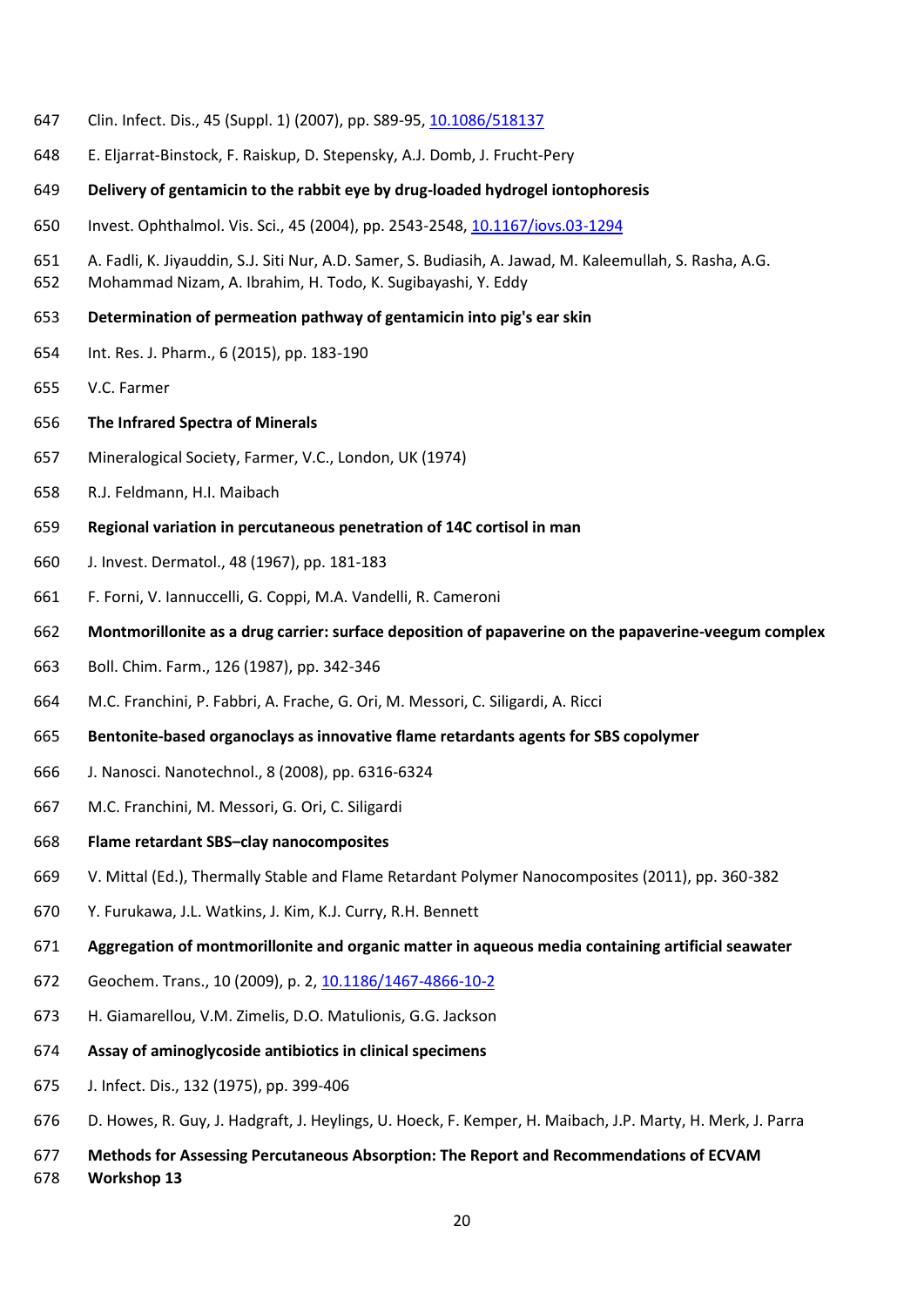Clin. Infect. Dis., 45 (Suppl. 1) (2007), pp. S89-95, 10.1086/518137

E. Eljarrat-Binstock, F. Raiskup, D. Stepensky, A.J. Domb, J. Frucht-Pery

**Delivery of gentamicin to the rabbit eye by drug-loaded hydrogel iontophoresis**

Invest. Ophthalmol. Vis. Sci., 45 (2004), pp. 2543-2548, 10.1167/iovs.03-1294

A. Fadli, K. Jiyauddin, S.J. Siti Nur, A.D. Samer, S. Budiasih, A. Jawad, M. Kaleemullah, S. Rasha, A.G. Mohammad Nizam, A. Ibrahim, H. Todo, K. Sugibayashi, Y. Eddy

**Determination of permeation pathway of gentamicin into pig's ear skin**

Int. Res. J. Pharm., 6 (2015), pp. 183-190

V.C. Farmer

**The Infrared Spectra of Minerals**

Mineralogical Society, Farmer, V.C., London, UK (1974)

R.J. Feldmann, H.I. Maibach

**Regional variation in percutaneous penetration of 14C cortisol in man**

J. Invest. Dermatol., 48 (1967), pp. 181-183

F. Forni, V. Iannuccelli, G. Coppi, M.A. Vandelli, R. Cameroni

**Montmorillonite as a drug carrier: surface deposition of papaverine on the papaverine-veegum complex**

Boll. Chim. Farm., 126 (1987), pp. 342-346

M.C. Franchini, P. Fabbri, A. Frache, G. Ori, M. Messori, C. Siligardi, A. Ricci

**Bentonite-based organoclays as innovative flame retardants agents for SBS copolymer**

J. Nanosci. Nanotechnol., 8 (2008), pp. 6316-6324

M.C. Franchini, M. Messori, G. Ori, C. Siligardi

**Flame retardant SBS–clay nanocomposites**

V. Mittal (Ed.), Thermally Stable and Flame Retardant Polymer Nanocomposites (2011), pp. 360-382

Y. Furukawa, J.L. Watkins, J. Kim, K.J. Curry, R.H. Bennett

**Aggregation of montmorillonite and organic matter in aqueous media containing artificial seawater**

Geochem. Trans., 10 (2009), p. 2, 10.1186/1467-4866-10-2

H. Giamarellou, V.M. Zimelis, D.O. Matulionis, G.G. Jackson

**Assay of aminoglycoside antibiotics in clinical specimens**

J. Infect. Dis., 132 (1975), pp. 399-406

D. Howes, R. Guy, J. Hadgraft, J. Heylings, U. Hoeck, F. Kemper, H. Maibach, J.P. Marty, H. Merk, J. Parra

**Methods for Assessing Percutaneous Absorption: The Report and Recommendations of ECVAM Workshop 13**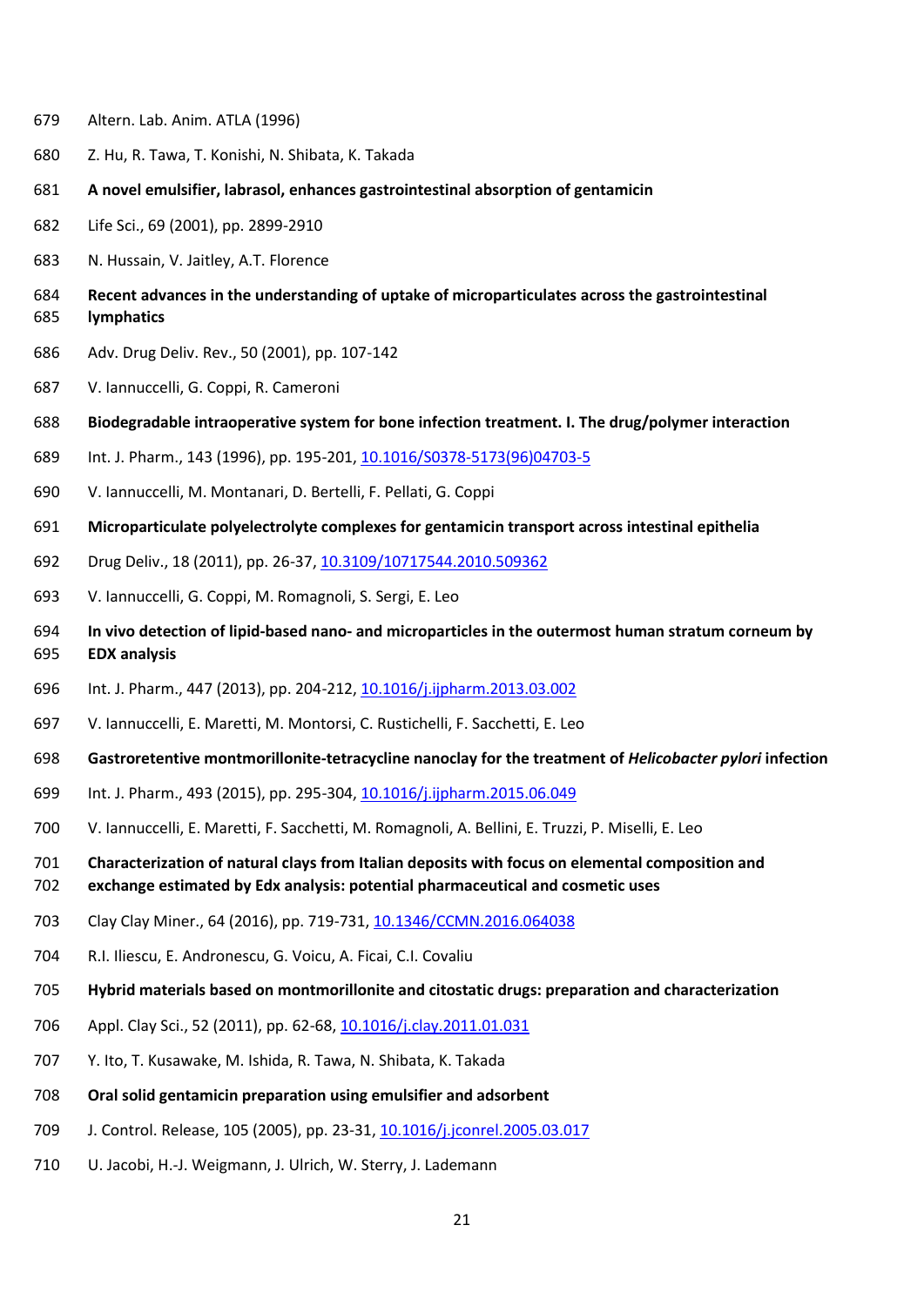Altern. Lab. Anim. ATLA (1996)

Z. Hu, R. Tawa, T. Konishi, N. Shibata, K. Takada

**A novel emulsifier, labrasol, enhances gastrointestinal absorption of gentamicin**

Life Sci., 69 (2001), pp. 2899-2910

N. Hussain, V. Jaitley, A.T. Florence

**Recent advances in the understanding of uptake of microparticulates across the gastrointestinal lymphatics**

Adv. Drug Deliv. Rev., 50 (2001), pp. 107-142

V. Iannuccelli, G. Coppi, R. Cameroni

**Biodegradable intraoperative system for bone infection treatment. I. The drug/polymer interaction**

Int. J. Pharm., 143 (1996), pp. 195-201, 10.1016/S0378-5173(96)04703-5

V. Iannuccelli, M. Montanari, D. Bertelli, F. Pellati, G. Coppi

**Microparticulate polyelectrolyte complexes for gentamicin transport across intestinal epithelia**

Drug Deliv., 18 (2011), pp. 26-37, 10.3109/10717544.2010.509362

V. Iannuccelli, G. Coppi, M. Romagnoli, S. Sergi, E. Leo

**In vivo detection of lipid-based nano- and microparticles in the outermost human stratum corneum by EDX analysis**

Int. J. Pharm., 447 (2013), pp. 204-212, 10.1016/j.ijpharm.2013.03.002

V. Iannuccelli, E. Maretti, M. Montorsi, C. Rustichelli, F. Sacchetti, E. Leo

**Gastroretentive montmorillonite-tetracycline nanoclay for the treatment of *Helicobacter pylori* infection**

Int. J. Pharm., 493 (2015), pp. 295-304, 10.1016/j.ijpharm.2015.06.049

V. Iannuccelli, E. Maretti, F. Sacchetti, M. Romagnoli, A. Bellini, E. Truzzi, P. Miselli, E. Leo

**Characterization of natural clays from Italian deposits with focus on elemental composition and exchange estimated by Edx analysis: potential pharmaceutical and cosmetic uses**

Clay Clay Miner., 64 (2016), pp. 719-731, 10.1346/CCMN.2016.064038

R.I. Iliescu, E. Andronescu, G. Voicu, A. Ficai, C.I. Covaliu

**Hybrid materials based on montmorillonite and citostatic drugs: preparation and characterization**

Appl. Clay Sci., 52 (2011), pp. 62-68, 10.1016/j.clay.2011.01.031

Y. Ito, T. Kusawake, M. Ishida, R. Tawa, N. Shibata, K. Takada

**Oral solid gentamicin preparation using emulsifier and adsorbent**

J. Control. Release, 105 (2005), pp. 23-31, 10.1016/j.jconrel.2005.03.017

U. Jacobi, H.-J. Weigmann, J. Ulrich, W. Sterry, J. Lademann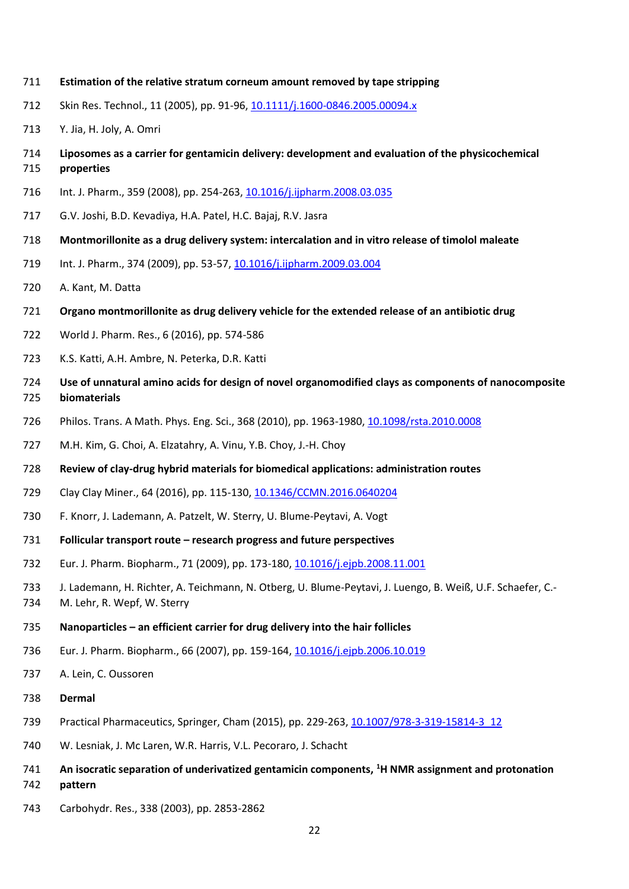**Estimation of the relative stratum corneum amount removed by tape stripping**

Skin Res. Technol., 11 (2005), pp. 91-96, 10.1111/j.1600-0846.2005.00094.x

Y. Jia, H. Joly, A. Omri

**Liposomes as a carrier for gentamicin delivery: development and evaluation of the physicochemical properties**

Int. J. Pharm., 359 (2008), pp. 254-263, 10.1016/j.ijpharm.2008.03.035

G.V. Joshi, B.D. Kevadiya, H.A. Patel, H.C. Bajaj, R.V. Jasra

**Montmorillonite as a drug delivery system: intercalation and in vitro release of timolol maleate**

Int. J. Pharm., 374 (2009), pp. 53-57, 10.1016/j.ijpharm.2009.03.004

A. Kant, M. Datta

**Organo montmorillonite as drug delivery vehicle for the extended release of an antibiotic drug**

World J. Pharm. Res., 6 (2016), pp. 574-586

K.S. Katti, A.H. Ambre, N. Peterka, D.R. Katti

**Use of unnatural amino acids for design of novel organomodified clays as components of nanocomposite biomaterials**

Philos. Trans. A Math. Phys. Eng. Sci., 368 (2010), pp. 1963-1980, 10.1098/rsta.2010.0008

M.H. Kim, G. Choi, A. Elzatahry, A. Vinu, Y.B. Choy, J.-H. Choy

**Review of clay-drug hybrid materials for biomedical applications: administration routes**

Clay Clay Miner., 64 (2016), pp. 115-130, 10.1346/CCMN.2016.0640204

F. Knorr, J. Lademann, A. Patzelt, W. Sterry, U. Blume-Peytavi, A. Vogt

**Follicular transport route – research progress and future perspectives**

Eur. J. Pharm. Biopharm., 71 (2009), pp. 173-180, 10.1016/j.ejpb.2008.11.001

J. Lademann, H. Richter, A. Teichmann, N. Otberg, U. Blume-Peytavi, J. Luengo, B. Weiß, U.F. Schaefer, C.-M. Lehr, R. Wepf, W. Sterry

**Nanoparticles – an efficient carrier for drug delivery into the hair follicles**

Eur. J. Pharm. Biopharm., 66 (2007), pp. 159-164, 10.1016/j.ejpb.2006.10.019

A. Lein, C. Oussoren

**Dermal**

Practical Pharmaceutics, Springer, Cham (2015), pp. 229-263, 10.1007/978-3-319-15814-3_12

W. Lesniak, J. Mc Laren, W.R. Harris, V.L. Pecoraro, J. Schacht

**An isocratic separation of underivatized gentamicin components, $^1$H NMR assignment and protonation pattern**

Carbohydr. Res., 338 (2003), pp. 2853-2862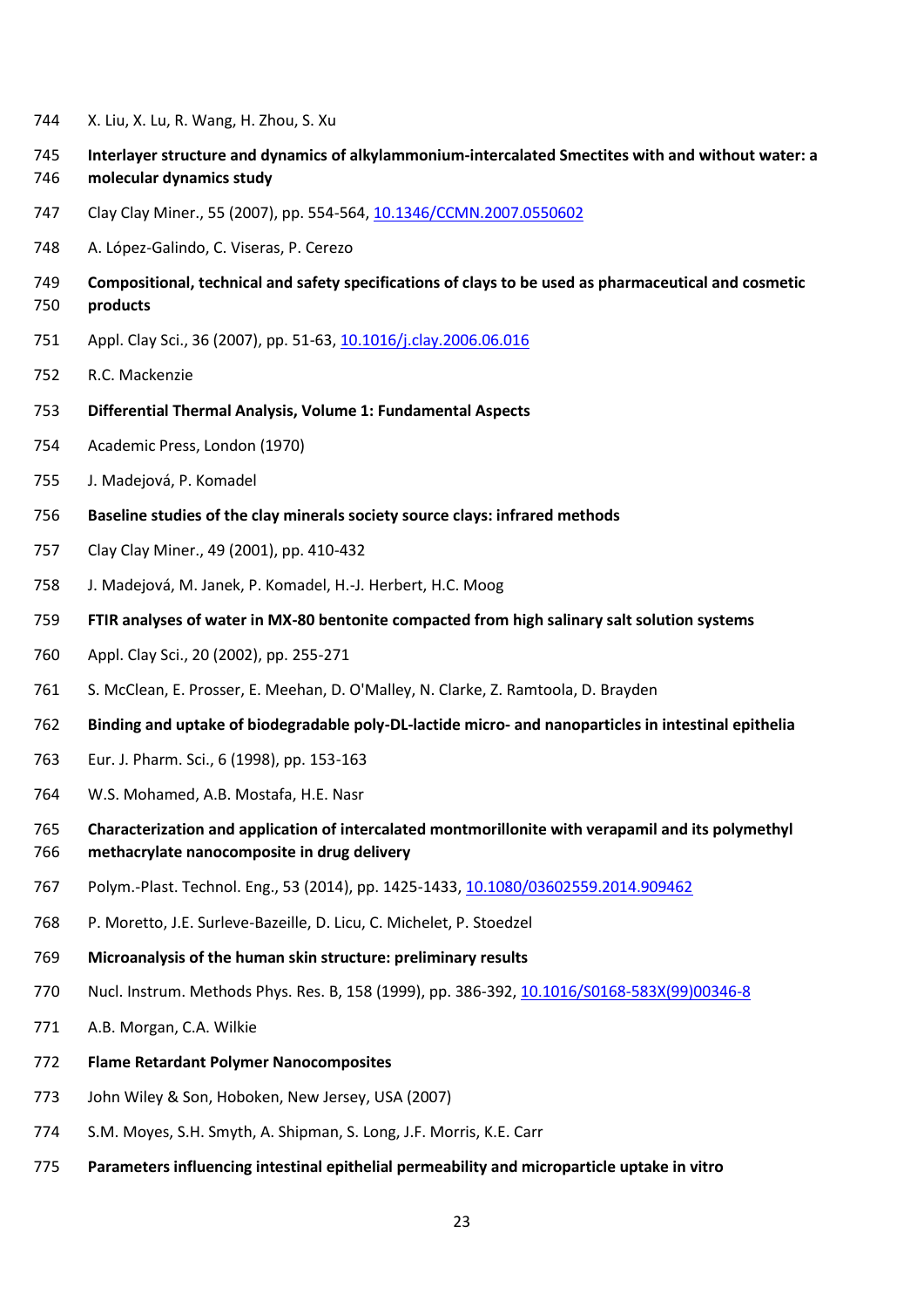744 X. Liu, X. Lu, R. Wang, H. Zhou, S. Xu

745 **Interlayer structure and dynamics of alkylammonium-intercalated Smectites with and without water: a**
746 **molecular dynamics study**

747 Clay Clay Miner., 55 (2007), pp. 554-564, 10.1346/CCMN.2007.0550602

748 A. López-Galindo, C. Viseras, P. Cerezo

749 **Compositional, technical and safety specifications of clays to be used as pharmaceutical and cosmetic**
750 **products**

751 Appl. Clay Sci., 36 (2007), pp. 51-63, 10.1016/j.clay.2006.06.016

752 R.C. Mackenzie

753 **Differential Thermal Analysis, Volume 1: Fundamental Aspects**

754 Academic Press, London (1970)

755 J. Madejová, P. Komadel

756 **Baseline studies of the clay minerals society source clays: infrared methods**

757 Clay Clay Miner., 49 (2001), pp. 410-432

758 J. Madejová, M. Janek, P. Komadel, H.-J. Herbert, H.C. Moog

759 **FTIR analyses of water in MX-80 bentonite compacted from high salinary salt solution systems**

760 Appl. Clay Sci., 20 (2002), pp. 255-271

761 S. McClean, E. Prosser, E. Meehan, D. O'Malley, N. Clarke, Z. Ramtoola, D. Brayden

762 **Binding and uptake of biodegradable poly-DL-lactide micro- and nanoparticles in intestinal epithelia**

763 Eur. J. Pharm. Sci., 6 (1998), pp. 153-163

764 W.S. Mohamed, A.B. Mostafa, H.E. Nasr

765 **Characterization and application of intercalated montmorillonite with verapamil and its polymethyl**
766 **methacrylate nanocomposite in drug delivery**

767 Polym.-Plast. Technol. Eng., 53 (2014), pp. 1425-1433, 10.1080/03602559.2014.909462

768 P. Moretto, J.E. Surleve-Bazeille, D. Licu, C. Michelet, P. Stoedzel

769 **Microanalysis of the human skin structure: preliminary results**

770 Nucl. Instrum. Methods Phys. Res. B, 158 (1999), pp. 386-392, 10.1016/S0168-583X(99)00346-8

771 A.B. Morgan, C.A. Wilkie

772 **Flame Retardant Polymer Nanocomposites**

773 John Wiley & Son, Hoboken, New Jersey, USA (2007)

774 S.M. Moyes, S.H. Smyth, A. Shipman, S. Long, J.F. Morris, K.E. Carr

775 **Parameters influencing intestinal epithelial permeability and microparticle uptake in vitro**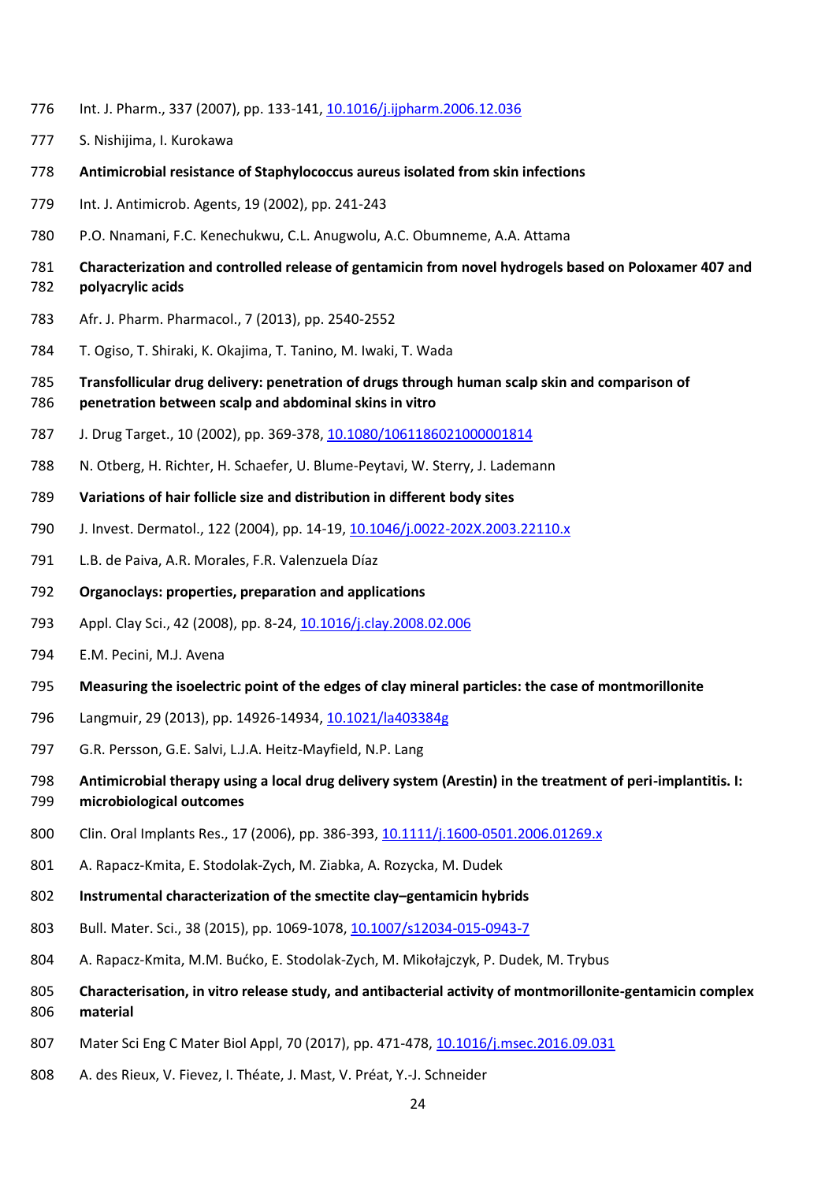Int. J. Pharm., 337 (2007), pp. 133-141, 10.1016/j.ijpharm.2006.12.036

S. Nishijima, I. Kurokawa

**Antimicrobial resistance of Staphylococcus aureus isolated from skin infections**

Int. J. Antimicrob. Agents, 19 (2002), pp. 241-243

P.O. Nnamani, F.C. Kenechukwu, C.L. Anugwolu, A.C. Obumneme, A.A. Attama

**Characterization and controlled release of gentamicin from novel hydrogels based on Poloxamer 407 and polyacrylic acids**

Afr. J. Pharm. Pharmacol., 7 (2013), pp. 2540-2552

T. Ogiso, T. Shiraki, K. Okajima, T. Tanino, M. Iwaki, T. Wada

**Transfollicular drug delivery: penetration of drugs through human scalp skin and comparison of penetration between scalp and abdominal skins in vitro**

J. Drug Target., 10 (2002), pp. 369-378, 10.1080/1061186021000001814

N. Otberg, H. Richter, H. Schaefer, U. Blume-Peytavi, W. Sterry, J. Lademann

**Variations of hair follicle size and distribution in different body sites**

J. Invest. Dermatol., 122 (2004), pp. 14-19, 10.1046/j.0022-202X.2003.22110.x

L.B. de Paiva, A.R. Morales, F.R. Valenzuela Díaz

**Organoclays: properties, preparation and applications**

Appl. Clay Sci., 42 (2008), pp. 8-24, 10.1016/j.clay.2008.02.006

E.M. Pecini, M.J. Avena

**Measuring the isoelectric point of the edges of clay mineral particles: the case of montmorillonite**

Langmuir, 29 (2013), pp. 14926-14934, 10.1021/la403384g

G.R. Persson, G.E. Salvi, L.J.A. Heitz-Mayfield, N.P. Lang

**Antimicrobial therapy using a local drug delivery system (Arestin) in the treatment of peri-implantitis. I: microbiological outcomes**

Clin. Oral Implants Res., 17 (2006), pp. 386-393, 10.1111/j.1600-0501.2006.01269.x

A. Rapacz-Kmita, E. Stodolak-Zych, M. Ziabka, A. Rozycka, M. Dudek

**Instrumental characterization of the smectite clay–gentamicin hybrids**

Bull. Mater. Sci., 38 (2015), pp. 1069-1078, 10.1007/s12034-015-0943-7

A. Rapacz-Kmita, M.M. Bućko, E. Stodolak-Zych, M. Mikołajczyk, P. Dudek, M. Trybus

**Characterisation, in vitro release study, and antibacterial activity of montmorillonite-gentamicin complex material**

Mater Sci Eng C Mater Biol Appl, 70 (2017), pp. 471-478, 10.1016/j.msec.2016.09.031

A. des Rieux, V. Fievez, I. Théate, J. Mast, V. Préat, Y.-J. Schneider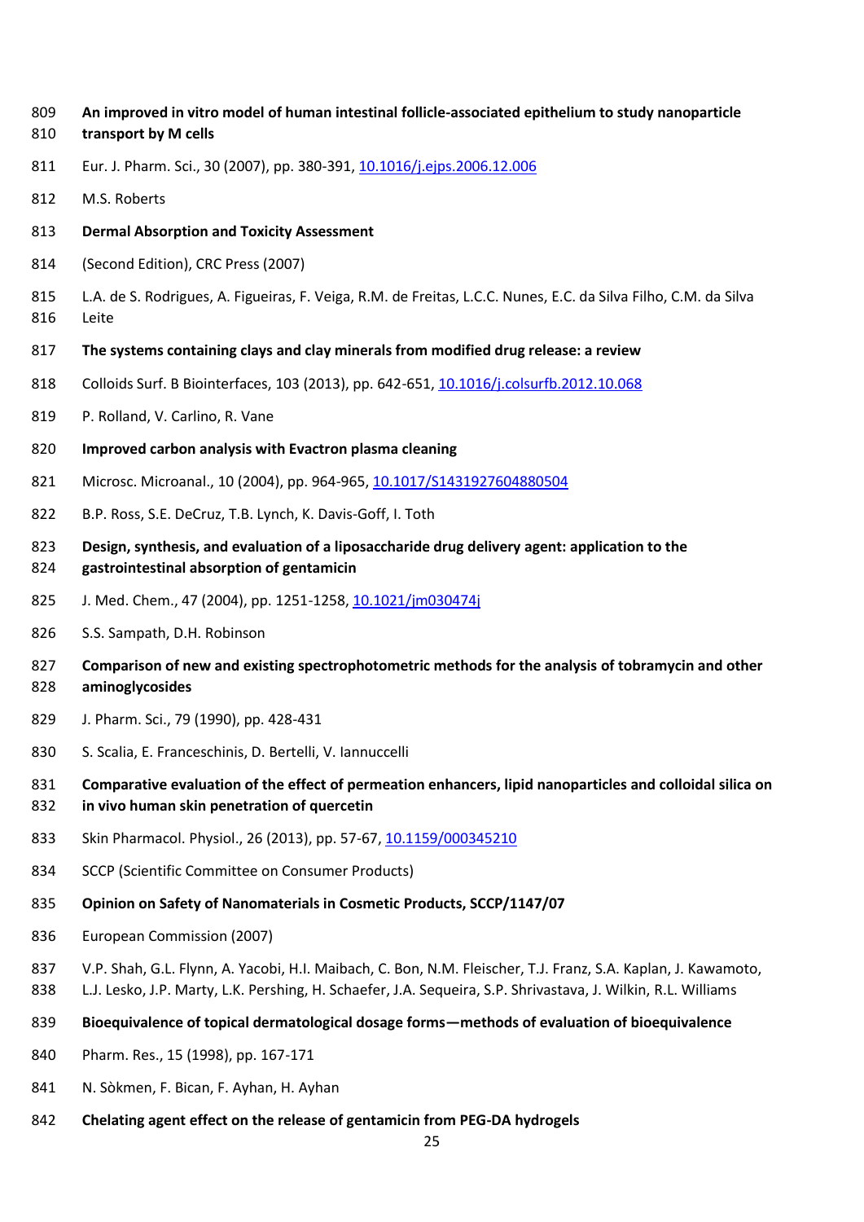**An improved in vitro model of human intestinal follicle-associated epithelium to study nanoparticle transport by M cells**

Eur. J. Pharm. Sci., 30 (2007), pp. 380-391, 10.1016/j.ejps.2006.12.006

M.S. Roberts

**Dermal Absorption and Toxicity Assessment**

(Second Edition), CRC Press (2007)

L.A. de S. Rodrigues, A. Figueiras, F. Veiga, R.M. de Freitas, L.C.C. Nunes, E.C. da Silva Filho, C.M. da Silva Leite

**The systems containing clays and clay minerals from modified drug release: a review**

Colloids Surf. B Biointerfaces, 103 (2013), pp. 642-651, 10.1016/j.colsurfb.2012.10.068

P. Rolland, V. Carlino, R. Vane

**Improved carbon analysis with Evactron plasma cleaning**

Microsc. Microanal., 10 (2004), pp. 964-965, 10.1017/S1431927604880504

B.P. Ross, S.E. DeCruz, T.B. Lynch, K. Davis-Goff, I. Toth

**Design, synthesis, and evaluation of a liposaccharide drug delivery agent: application to the gastrointestinal absorption of gentamicin**

J. Med. Chem., 47 (2004), pp. 1251-1258, 10.1021/jm030474j

S.S. Sampath, D.H. Robinson

**Comparison of new and existing spectrophotometric methods for the analysis of tobramycin and other aminoglycosides**

J. Pharm. Sci., 79 (1990), pp. 428-431

S. Scalia, E. Franceschinis, D. Bertelli, V. Iannuccelli

**Comparative evaluation of the effect of permeation enhancers, lipid nanoparticles and colloidal silica on in vivo human skin penetration of quercetin**

Skin Pharmacol. Physiol., 26 (2013), pp. 57-67, 10.1159/000345210

SCCP (Scientific Committee on Consumer Products)

**Opinion on Safety of Nanomaterials in Cosmetic Products, SCCP/1147/07**

European Commission (2007)

V.P. Shah, G.L. Flynn, A. Yacobi, H.I. Maibach, C. Bon, N.M. Fleischer, T.J. Franz, S.A. Kaplan, J. Kawamoto, L.J. Lesko, J.P. Marty, L.K. Pershing, H. Schaefer, J.A. Sequeira, S.P. Shrivastava, J. Wilkin, R.L. Williams

**Bioequivalence of topical dermatological dosage forms—methods of evaluation of bioequivalence**

Pharm. Res., 15 (1998), pp. 167-171

N. Sòkmen, F. Bican, F. Ayhan, H. Ayhan

**Chelating agent effect on the release of gentamicin from PEG-DA hydrogels**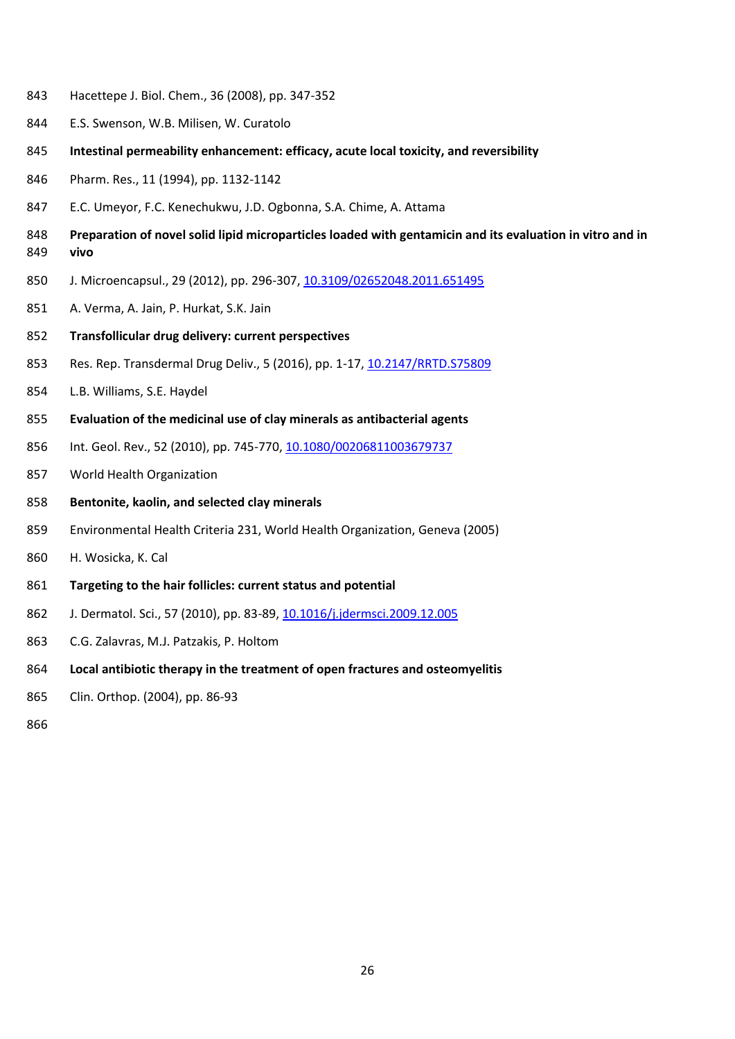Hacettepe J. Biol. Chem., 36 (2008), pp. 347-352

E.S. Swenson, W.B. Milisen, W. Curatolo

**Intestinal permeability enhancement: efficacy, acute local toxicity, and reversibility**

Pharm. Res., 11 (1994), pp. 1132-1142

E.C. Umeyor, F.C. Kenechukwu, J.D. Ogbonna, S.A. Chime, A. Attama

**Preparation of novel solid lipid microparticles loaded with gentamicin and its evaluation in vitro and in vivo**

J. Microencapsul., 29 (2012), pp. 296-307, 10.3109/02652048.2011.651495

A. Verma, A. Jain, P. Hurkat, S.K. Jain

**Transfollicular drug delivery: current perspectives**

Res. Rep. Transdermal Drug Deliv., 5 (2016), pp. 1-17, 10.2147/RRTD.S75809

L.B. Williams, S.E. Haydel

**Evaluation of the medicinal use of clay minerals as antibacterial agents**

Int. Geol. Rev., 52 (2010), pp. 745-770, 10.1080/00206811003679737

World Health Organization

**Bentonite, kaolin, and selected clay minerals**

Environmental Health Criteria 231, World Health Organization, Geneva (2005)

H. Wosicka, K. Cal

**Targeting to the hair follicles: current status and potential**

J. Dermatol. Sci., 57 (2010), pp. 83-89, 10.1016/j.jdermsci.2009.12.005

C.G. Zalavras, M.J. Patzakis, P. Holtom

**Local antibiotic therapy in the treatment of open fractures and osteomyelitis**

Clin. Orthop. (2004), pp. 86-93